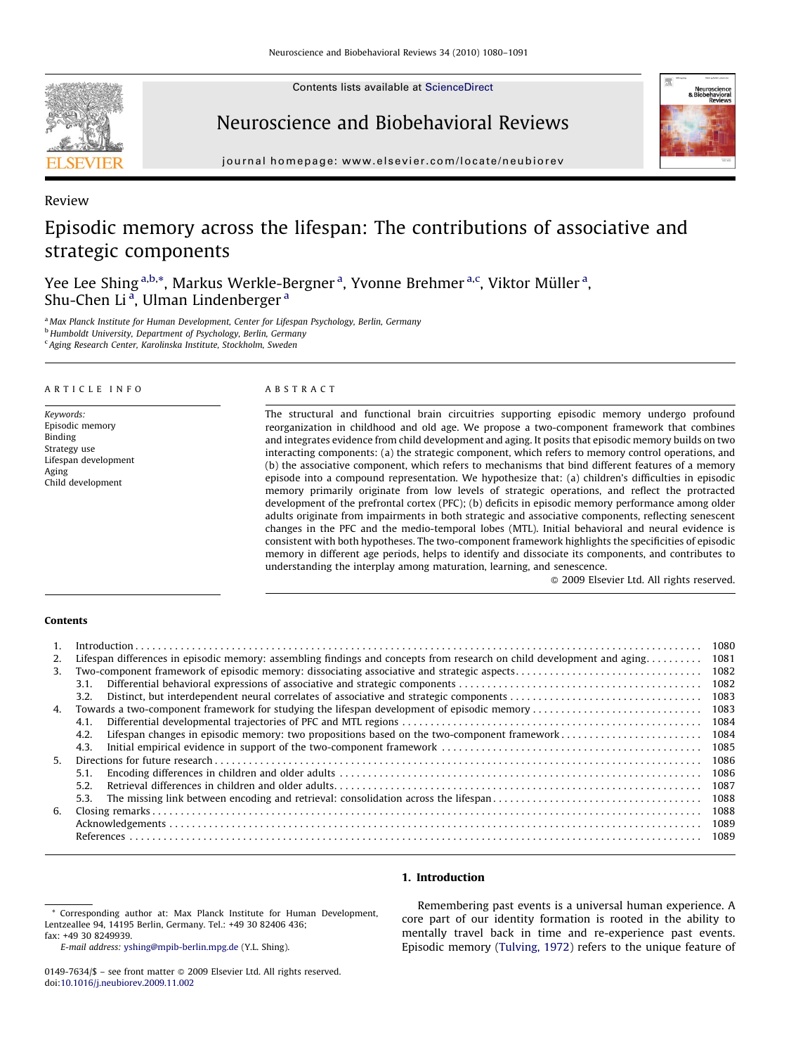Review

# Episodic memory across the lifespan: The contributions of associative and strategic components

Yee Lee Shing [a,b,*], Markus Werkle-Bergner [a], Yvonne Brehmer [a,c], Viktor Müller [a], Shu-Chen Li [a], Ulman Lindenberger [a]

[a] Max Planck Institute for Human Development, Center for Lifespan Psychology, Berlin, Germany
[b] Humboldt University, Department of Psychology, Berlin, Germany
[c] Aging Research Center, Karolinska Institute, Stockholm, Sweden

ARTICLE INFO

*Keywords:*
Episodic memory
Binding
Strategy use
Lifespan development
Aging
Child development

ABSTRACT

The structural and functional brain circuitries supporting episodic memory undergo profound reorganization in childhood and old age. We propose a two-component framework that combines and integrates evidence from child development and aging. It posits that episodic memory builds on two interacting components: (a) the strategic component, which refers to memory control operations, and (b) the associative component, which refers to mechanisms that bind different features of a memory episode into a compound representation. We hypothesize that: (a) children's difficulties in episodic memory primarily originate from low levels of strategic operations, and reflect the protracted development of the prefrontal cortex (PFC); (b) deficits in episodic memory performance among older adults originate from impairments in both strategic and associative components, reflecting senescent changes in the PFC and the medio-temporal lobes (MTL). Initial behavioral and neural evidence is consistent with both hypotheses. The two-component framework highlights the specificities of episodic memory in different age periods, helps to identify and dissociate its components, and contributes to understanding the interplay among maturation, learning, and senescence.

© 2009 Elsevier Ltd. All rights reserved.

**Contents**

| | | |
|---|---|---|
| 1. | Introduction | 1080 |
| 2. | Lifespan differences in episodic memory: assembling findings and concepts from research on child development and aging | 1081 |
| 3. | Two-component framework of episodic memory: dissociating associative and strategic aspects | 1082 |
| | 3.1. Differential behavioral expressions of associative and strategic components | 1082 |
| | 3.2. Distinct, but interdependent neural correlates of associative and strategic components | 1083 |
| 4. | Towards a two-component framework for studying the lifespan development of episodic memory | 1083 |
| | 4.1. Differential developmental trajectories of PFC and MTL regions | 1084 |
| | 4.2. Lifespan changes in episodic memory: two propositions based on the two-component framework | 1084 |
| | 4.3. Initial empirical evidence in support of the two-component framework | 1085 |
| 5. | Directions for future research | 1086 |
| | 5.1. Encoding differences in children and older adults | 1086 |
| | 5.2. Retrieval differences in children and older adults | 1087 |
| | 5.3. The missing link between encoding and retrieval: consolidation across the lifespan | 1088 |
| 6. | Closing remarks | 1088 |
| | Acknowledgements | 1089 |
| | References | 1089 |

## 1. Introduction

Remembering past events is a universal human experience. A core part of our identity formation is rooted in the ability to mentally travel back in time and re-experience past events. Episodic memory (Tulving, 1972) refers to the unique feature of

* Corresponding author at: Max Planck Institute for Human Development, Lentzeallee 94, 14195 Berlin, Germany. Tel.: +49 30 82406 436; fax: +49 30 8249939.
*E-mail address:* yshing@mpib-berlin.mpg.de (Y.L. Shing).

0149-7634/$ – see front matter © 2009 Elsevier Ltd. All rights reserved.
doi:10.1016/j.neubiorev.2009.11.002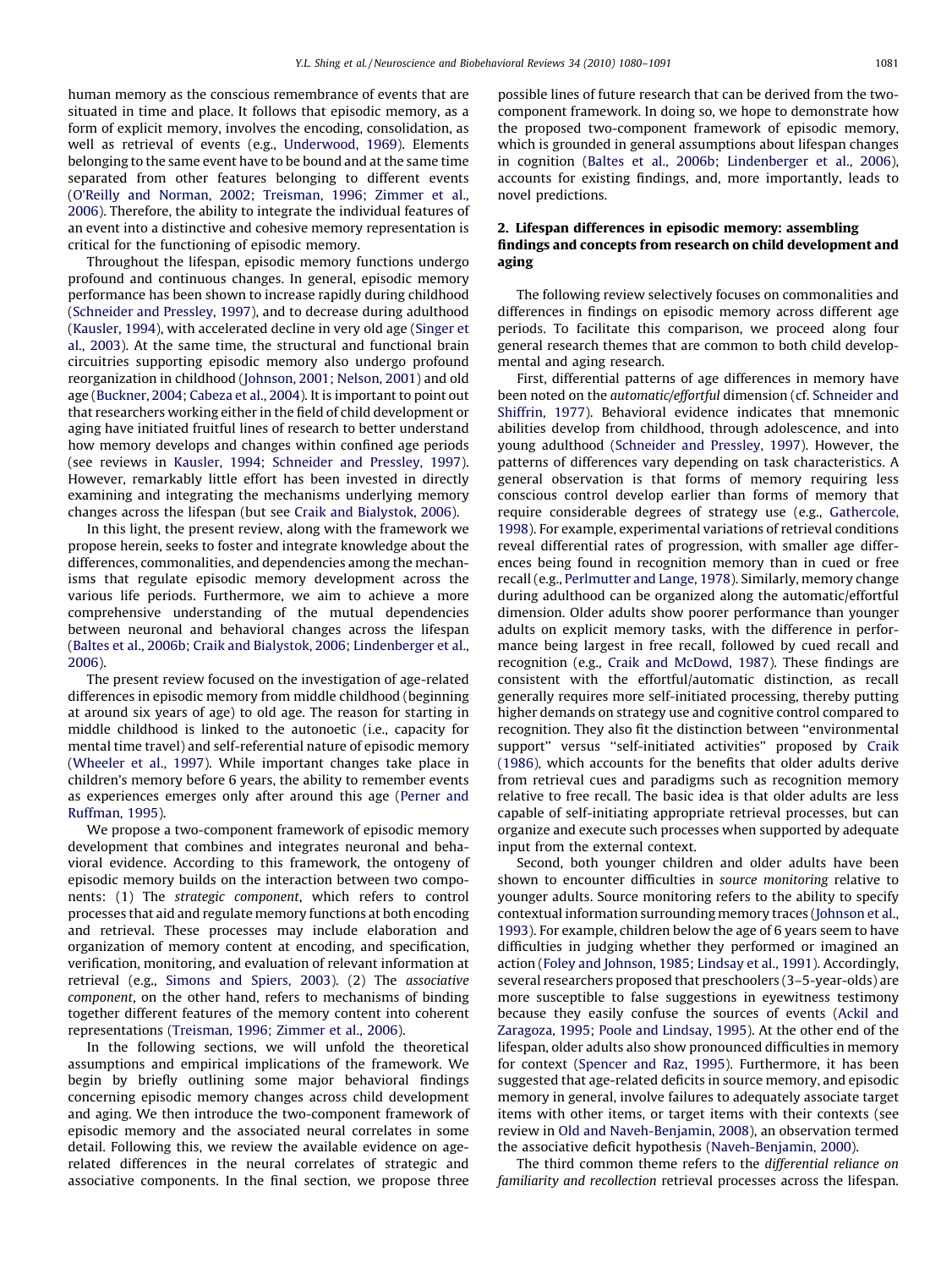human memory as the conscious remembrance of events that are situated in time and place. It follows that episodic memory, as a form of explicit memory, involves the encoding, consolidation, as well as retrieval of events (e.g., Underwood, 1969). Elements belonging to the same event have to be bound and at the same time separated from other features belonging to different events (O'Reilly and Norman, 2002; Treisman, 1996; Zimmer et al., 2006). Therefore, the ability to integrate the individual features of an event into a distinctive and cohesive memory representation is critical for the functioning of episodic memory.

Throughout the lifespan, episodic memory functions undergo profound and continuous changes. In general, episodic memory performance has been shown to increase rapidly during childhood (Schneider and Pressley, 1997), and to decrease during adulthood (Kausler, 1994), with accelerated decline in very old age (Singer et al., 2003). At the same time, the structural and functional brain circuitries supporting episodic memory also undergo profound reorganization in childhood (Johnson, 2001; Nelson, 2001) and old age (Buckner, 2004; Cabeza et al., 2004). It is important to point out that researchers working either in the field of child development or aging have initiated fruitful lines of research to better understand how memory develops and changes within confined age periods (see reviews in Kausler, 1994; Schneider and Pressley, 1997). However, remarkably little effort has been invested in directly examining and integrating the mechanisms underlying memory changes across the lifespan (but see Craik and Bialystok, 2006).

In this light, the present review, along with the framework we propose herein, seeks to foster and integrate knowledge about the differences, commonalities, and dependencies among the mechanisms that regulate episodic memory development across the various life periods. Furthermore, we aim to achieve a more comprehensive understanding of the mutual dependencies between neuronal and behavioral changes across the lifespan (Baltes et al., 2006b; Craik and Bialystok, 2006; Lindenberger et al., 2006).

The present review focused on the investigation of age-related differences in episodic memory from middle childhood (beginning at around six years of age) to old age. The reason for starting in middle childhood is linked to the autonoetic (i.e., capacity for mental time travel) and self-referential nature of episodic memory (Wheeler et al., 1997). While important changes take place in children's memory before 6 years, the ability to remember events as experiences emerges only after around this age (Perner and Ruffman, 1995).

We propose a two-component framework of episodic memory development that combines and integrates neuronal and behavioral evidence. According to this framework, the ontogeny of episodic memory builds on the interaction between two components: (1) The *strategic component*, which refers to control processes that aid and regulate memory functions at both encoding and retrieval. These processes may include elaboration and organization of memory content at encoding, and specification, verification, monitoring, and evaluation of relevant information at retrieval (e.g., Simons and Spiers, 2003). (2) The *associative component*, on the other hand, refers to mechanisms of binding together different features of the memory content into coherent representations (Treisman, 1996; Zimmer et al., 2006).

In the following sections, we will unfold the theoretical assumptions and empirical implications of the framework. We begin by briefly outlining some major behavioral findings concerning episodic memory changes across child development and aging. We then introduce the two-component framework of episodic memory and the associated neural correlates in some detail. Following this, we review the available evidence on age-related differences in the neural correlates of strategic and associative components. In the final section, we propose three possible lines of future research that can be derived from the two-component framework. In doing so, we hope to demonstrate how the proposed two-component framework of episodic memory, which is grounded in general assumptions about lifespan changes in cognition (Baltes et al., 2006b; Lindenberger et al., 2006), accounts for existing findings, and, more importantly, leads to novel predictions.

## 2. Lifespan differences in episodic memory: assembling findings and concepts from research on child development and aging

The following review selectively focuses on commonalities and differences in findings on episodic memory across different age periods. To facilitate this comparison, we proceed along four general research themes that are common to both child developmental and aging research.

First, differential patterns of age differences in memory have been noted on the *automatic/effortful* dimension (cf. Schneider and Shiffrin, 1977). Behavioral evidence indicates that mnemonic abilities develop from childhood, through adolescence, and into young adulthood (Schneider and Pressley, 1997). However, the patterns of differences vary depending on task characteristics. A general observation is that forms of memory requiring less conscious control develop earlier than forms of memory that require considerable degrees of strategy use (e.g., Gathercole, 1998). For example, experimental variations of retrieval conditions reveal differential rates of progression, with smaller age differences being found in recognition memory than in cued or free recall (e.g., Perlmutter and Lange, 1978). Similarly, memory change during adulthood can be organized along the automatic/effortful dimension. Older adults show poorer performance than younger adults on explicit memory tasks, with the difference in performance being largest in free recall, followed by cued recall and recognition (e.g., Craik and McDowd, 1987). These findings are consistent with the effortful/automatic distinction, as recall generally requires more self-initiated processing, thereby putting higher demands on strategy use and cognitive control compared to recognition. They also fit the distinction between "environmental support" versus "self-initiated activities" proposed by Craik (1986), which accounts for the benefits that older adults derive from retrieval cues and paradigms such as recognition memory relative to free recall. The basic idea is that older adults are less capable of self-initiating appropriate retrieval processes, but can organize and execute such processes when supported by adequate input from the external context.

Second, both younger children and older adults have been shown to encounter difficulties in *source monitoring* relative to younger adults. Source monitoring refers to the ability to specify contextual information surrounding memory traces (Johnson et al., 1993). For example, children below the age of 6 years seem to have difficulties in judging whether they performed or imagined an action (Foley and Johnson, 1985; Lindsay et al., 1991). Accordingly, several researchers proposed that preschoolers (3–5-year-olds) are more susceptible to false suggestions in eyewitness testimony because they easily confuse the sources of events (Ackil and Zaragoza, 1995; Poole and Lindsay, 1995). At the other end of the lifespan, older adults also show pronounced difficulties in memory for context (Spencer and Raz, 1995). Furthermore, it has been suggested that age-related deficits in source memory, and episodic memory in general, involve failures to adequately associate target items with other items, or target items with their contexts (see review in Old and Naveh-Benjamin, 2008), an observation termed the associative deficit hypothesis (Naveh-Benjamin, 2000).

The third common theme refers to the *differential reliance on familiarity and recollection* retrieval processes across the lifespan.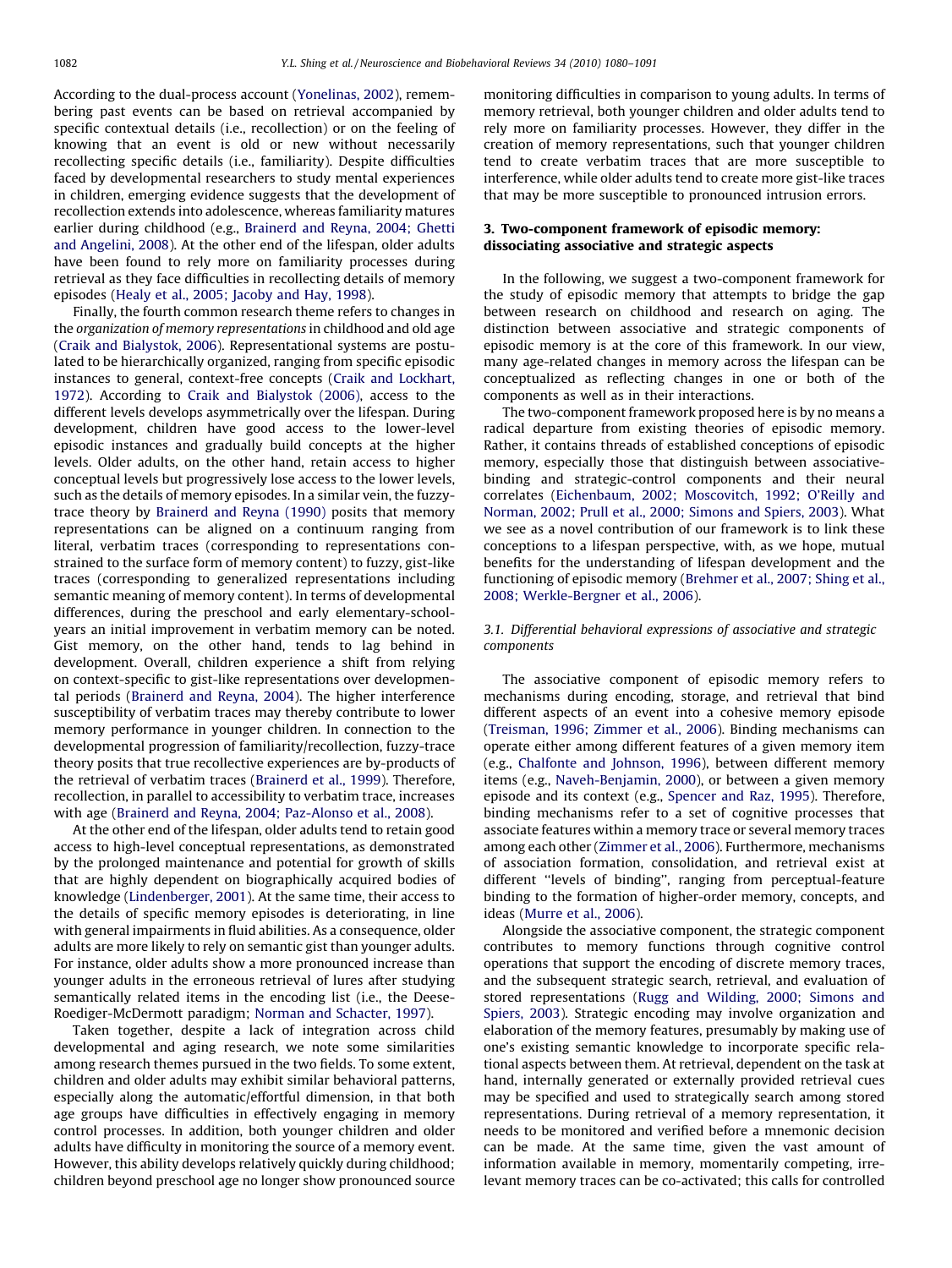According to the dual-process account (Yonelinas, 2002), remembering past events can be based on retrieval accompanied by specific contextual details (i.e., recollection) or on the feeling of knowing that an event is old or new without necessarily recollecting specific details (i.e., familiarity). Despite difficulties faced by developmental researchers to study mental experiences in children, emerging evidence suggests that the development of recollection extends into adolescence, whereas familiarity matures earlier during childhood (e.g., Brainerd and Reyna, 2004; Ghetti and Angelini, 2008). At the other end of the lifespan, older adults have been found to rely more on familiarity processes during retrieval as they face difficulties in recollecting details of memory episodes (Healy et al., 2005; Jacoby and Hay, 1998).

Finally, the fourth common research theme refers to changes in the *organization of memory representations* in childhood and old age (Craik and Bialystok, 2006). Representational systems are postulated to be hierarchically organized, ranging from specific episodic instances to general, context-free concepts (Craik and Lockhart, 1972). According to Craik and Bialystok (2006), access to the different levels develops asymmetrically over the lifespan. During development, children have good access to the lower-level episodic instances and gradually build concepts at the higher levels. Older adults, on the other hand, retain access to higher conceptual levels but progressively lose access to the lower levels, such as the details of memory episodes. In a similar vein, the fuzzy-trace theory by Brainerd and Reyna (1990) posits that memory representations can be aligned on a continuum ranging from literal, verbatim traces (corresponding to representations constrained to the surface form of memory content) to fuzzy, gist-like traces (corresponding to generalized representations including semantic meaning of memory content). In terms of developmental differences, during the preschool and early elementary-school-years an initial improvement in verbatim memory can be noted. Gist memory, on the other hand, tends to lag behind in development. Overall, children experience a shift from relying on context-specific to gist-like representations over developmental periods (Brainerd and Reyna, 2004). The higher interference susceptibility of verbatim traces may thereby contribute to lower memory performance in younger children. In connection to the developmental progression of familiarity/recollection, fuzzy-trace theory posits that true recollective experiences are by-products of the retrieval of verbatim traces (Brainerd et al., 1999). Therefore, recollection, in parallel to accessibility to verbatim trace, increases with age (Brainerd and Reyna, 2004; Paz-Alonso et al., 2008).

At the other end of the lifespan, older adults tend to retain good access to high-level conceptual representations, as demonstrated by the prolonged maintenance and potential for growth of skills that are highly dependent on biographically acquired bodies of knowledge (Lindenberger, 2001). At the same time, their access to the details of specific memory episodes is deteriorating, in line with general impairments in fluid abilities. As a consequence, older adults are more likely to rely on semantic gist than younger adults. For instance, older adults show a more pronounced increase than younger adults in the erroneous retrieval of lures after studying semantically related items in the encoding list (i.e., the Deese-Roediger-McDermott paradigm; Norman and Schacter, 1997).

Taken together, despite a lack of integration across child developmental and aging research, we note some similarities among research themes pursued in the two fields. To some extent, children and older adults may exhibit similar behavioral patterns, especially along the automatic/effortful dimension, in that both age groups have difficulties in effectively engaging in memory control processes. In addition, both younger children and older adults have difficulty in monitoring the source of a memory event. However, this ability develops relatively quickly during childhood; children beyond preschool age no longer show pronounced source monitoring difficulties in comparison to young adults. In terms of memory retrieval, both younger children and older adults tend to rely more on familiarity processes. However, they differ in the creation of memory representations, such that younger children tend to create verbatim traces that are more susceptible to interference, while older adults tend to create more gist-like traces that may be more susceptible to pronounced intrusion errors.

## 3. Two-component framework of episodic memory: dissociating associative and strategic aspects

In the following, we suggest a two-component framework for the study of episodic memory that attempts to bridge the gap between research on childhood and research on aging. The distinction between associative and strategic components of episodic memory is at the core of this framework. In our view, many age-related changes in memory across the lifespan can be conceptualized as reflecting changes in one or both of the components as well as in their interactions.

The two-component framework proposed here is by no means a radical departure from existing theories of episodic memory. Rather, it contains threads of established conceptions of episodic memory, especially those that distinguish between associative-binding and strategic-control components and their neural correlates (Eichenbaum, 2002; Moscovitch, 1992; O'Reilly and Norman, 2002; Prull et al., 2000; Simons and Spiers, 2003). What we see as a novel contribution of our framework is to link these conceptions to a lifespan perspective, with, as we hope, mutual benefits for the understanding of lifespan development and the functioning of episodic memory (Brehmer et al., 2007; Shing et al., 2008; Werkle-Bergner et al., 2006).

### 3.1. Differential behavioral expressions of associative and strategic components

The associative component of episodic memory refers to mechanisms during encoding, storage, and retrieval that bind different aspects of an event into a cohesive memory episode (Treisman, 1996; Zimmer et al., 2006). Binding mechanisms can operate either among different features of a given memory item (e.g., Chalfonte and Johnson, 1996), between different memory items (e.g., Naveh-Benjamin, 2000), or between a given memory episode and its context (e.g., Spencer and Raz, 1995). Therefore, binding mechanisms refer to a set of cognitive processes that associate features within a memory trace or several memory traces among each other (Zimmer et al., 2006). Furthermore, mechanisms of association formation, consolidation, and retrieval exist at different "levels of binding", ranging from perceptual-feature binding to the formation of higher-order memory, concepts, and ideas (Murre et al., 2006).

Alongside the associative component, the strategic component contributes to memory functions through cognitive control operations that support the encoding of discrete memory traces, and the subsequent strategic search, retrieval, and evaluation of stored representations (Rugg and Wilding, 2000; Simons and Spiers, 2003). Strategic encoding may involve organization and elaboration of the memory features, presumably by making use of one's existing semantic knowledge to incorporate specific relational aspects between them. At retrieval, dependent on the task at hand, internally generated or externally provided retrieval cues may be specified and used to strategically search among stored representations. During retrieval of a memory representation, it needs to be monitored and verified before a mnemonic decision can be made. At the same time, given the vast amount of information available in memory, momentarily competing, irrelevant memory traces can be co-activated; this calls for controlled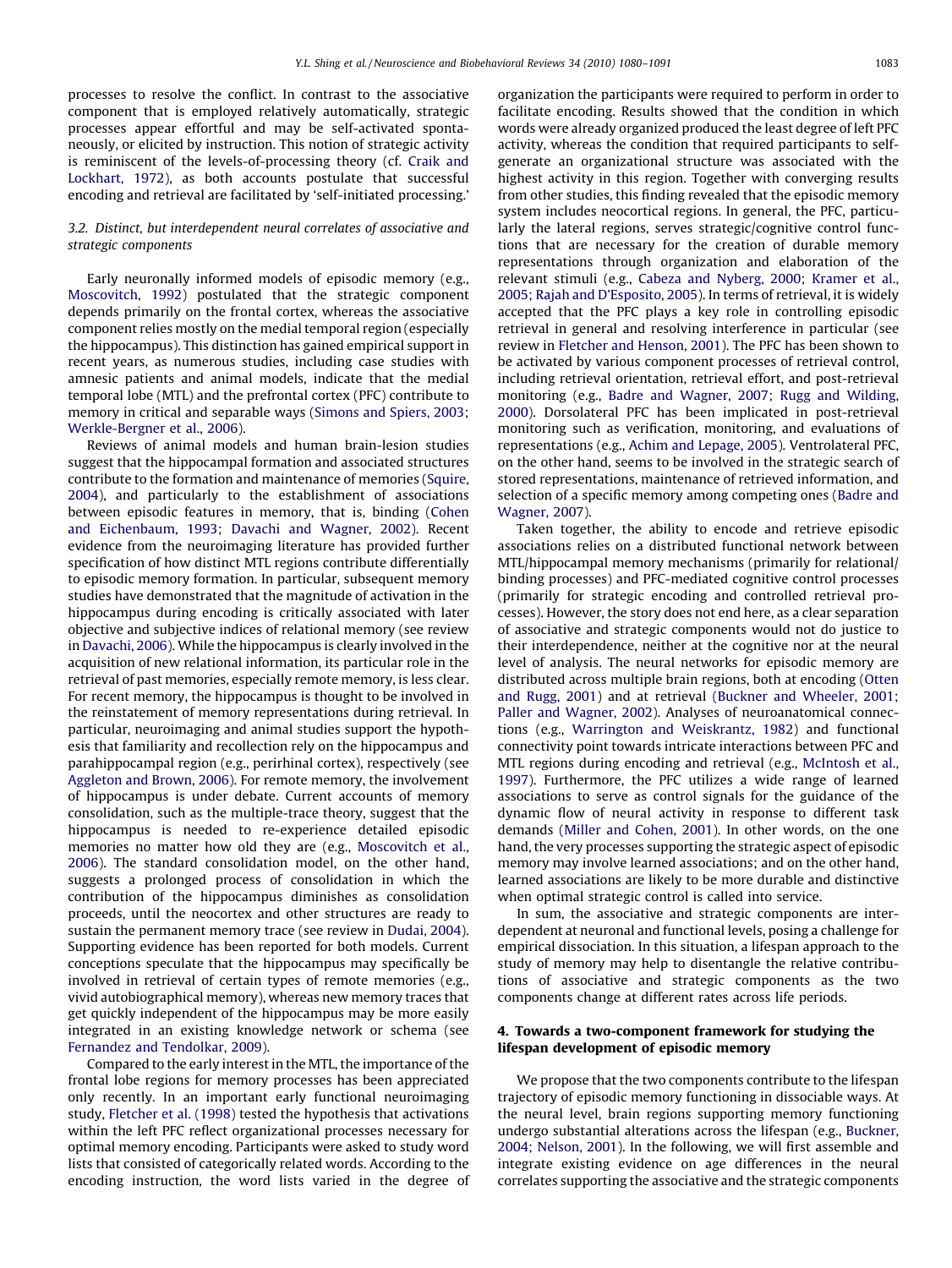processes to resolve the conflict. In contrast to the associative component that is employed relatively automatically, strategic processes appear effortful and may be self-activated spontaneously, or elicited by instruction. This notion of strategic activity is reminiscent of the levels-of-processing theory (cf. Craik and Lockhart, 1972), as both accounts postulate that successful encoding and retrieval are facilitated by 'self-initiated processing.'

### 3.2. Distinct, but interdependent neural correlates of associative and strategic components

Early neuronally informed models of episodic memory (e.g., Moscovitch, 1992) postulated that the strategic component depends primarily on the frontal cortex, whereas the associative component relies mostly on the medial temporal region (especially the hippocampus). This distinction has gained empirical support in recent years, as numerous studies, including case studies with amnesic patients and animal models, indicate that the medial temporal lobe (MTL) and the prefrontal cortex (PFC) contribute to memory in critical and separable ways (Simons and Spiers, 2003; Werkle-Bergner et al., 2006).

Reviews of animal models and human brain-lesion studies suggest that the hippocampal formation and associated structures contribute to the formation and maintenance of memories (Squire, 2004), and particularly to the establishment of associations between episodic features in memory, that is, binding (Cohen and Eichenbaum, 1993; Davachi and Wagner, 2002). Recent evidence from the neuroimaging literature has provided further specification of how distinct MTL regions contribute differentially to episodic memory formation. In particular, subsequent memory studies have demonstrated that the magnitude of activation in the hippocampus during encoding is critically associated with later objective and subjective indices of relational memory (see review in Davachi, 2006). While the hippocampus is clearly involved in the acquisition of new relational information, its particular role in the retrieval of past memories, especially remote memory, is less clear. For recent memory, the hippocampus is thought to be involved in the reinstatement of memory representations during retrieval. In particular, neuroimaging and animal studies support the hypothesis that familiarity and recollection rely on the hippocampus and parahippocampal region (e.g., perirhinal cortex), respectively (see Aggleton and Brown, 2006). For remote memory, the involvement of hippocampus is under debate. Current accounts of memory consolidation, such as the multiple-trace theory, suggest that the hippocampus is needed to re-experience detailed episodic memories no matter how old they are (e.g., Moscovitch et al., 2006). The standard consolidation model, on the other hand, suggests a prolonged process of consolidation in which the contribution of the hippocampus diminishes as consolidation proceeds, until the neocortex and other structures are ready to sustain the permanent memory trace (see review in Dudai, 2004). Supporting evidence has been reported for both models. Current conceptions speculate that the hippocampus may specifically be involved in retrieval of certain types of remote memories (e.g., vivid autobiographical memory), whereas new memory traces that get quickly independent of the hippocampus may be more easily integrated in an existing knowledge network or schema (see Fernandez and Tendolkar, 2009).

Compared to the early interest in the MTL, the importance of the frontal lobe regions for memory processes has been appreciated only recently. In an important early functional neuroimaging study, Fletcher et al. (1998) tested the hypothesis that activations within the left PFC reflect organizational processes necessary for optimal memory encoding. Participants were asked to study word lists that consisted of categorically related words. According to the encoding instruction, the word lists varied in the degree of organization the participants were required to perform in order to facilitate encoding. Results showed that the condition in which words were already organized produced the least degree of left PFC activity, whereas the condition that required participants to self-generate an organizational structure was associated with the highest activity in this region. Together with converging results from other studies, this finding revealed that the episodic memory system includes neocortical regions. In general, the PFC, particularly the lateral regions, serves strategic/cognitive control functions that are necessary for the creation of durable memory representations through organization and elaboration of the relevant stimuli (e.g., Cabeza and Nyberg, 2000; Kramer et al., 2005; Rajah and D'Esposito, 2005). In terms of retrieval, it is widely accepted that the PFC plays a key role in controlling episodic retrieval in general and resolving interference in particular (see review in Fletcher and Henson, 2001). The PFC has been shown to be activated by various component processes of retrieval control, including retrieval orientation, retrieval effort, and post-retrieval monitoring (e.g., Badre and Wagner, 2007; Rugg and Wilding, 2000). Dorsolateral PFC has been implicated in post-retrieval monitoring such as verification, monitoring, and evaluations of representations (e.g., Achim and Lepage, 2005). Ventrolateral PFC, on the other hand, seems to be involved in the strategic search of stored representations, maintenance of retrieved information, and selection of a specific memory among competing ones (Badre and Wagner, 2007).

Taken together, the ability to encode and retrieve episodic associations relies on a distributed functional network between MTL/hippocampal memory mechanisms (primarily for relational/binding processes) and PFC-mediated cognitive control processes (primarily for strategic encoding and controlled retrieval processes). However, the story does not end here, as a clear separation of associative and strategic components would not do justice to their interdependence, neither at the cognitive nor at the neural level of analysis. The neural networks for episodic memory are distributed across multiple brain regions, both at encoding (Otten and Rugg, 2001) and at retrieval (Buckner and Wheeler, 2001; Paller and Wagner, 2002). Analyses of neuroanatomical connections (e.g., Warrington and Weiskrantz, 1982) and functional connectivity point towards intricate interactions between PFC and MTL regions during encoding and retrieval (e.g., McIntosh et al., 1997). Furthermore, the PFC utilizes a wide range of learned associations to serve as control signals for the guidance of the dynamic flow of neural activity in response to different task demands (Miller and Cohen, 2001). In other words, on the one hand, the very processes supporting the strategic aspect of episodic memory may involve learned associations; and on the other hand, learned associations are likely to be more durable and distinctive when optimal strategic control is called into service.

In sum, the associative and strategic components are interdependent at neuronal and functional levels, posing a challenge for empirical dissociation. In this situation, a lifespan approach to the study of memory may help to disentangle the relative contributions of associative and strategic components as the two components change at different rates across life periods.

## 4. Towards a two-component framework for studying the lifespan development of episodic memory

We propose that the two components contribute to the lifespan trajectory of episodic memory functioning in dissociable ways. At the neural level, brain regions supporting memory functioning undergo substantial alterations across the lifespan (e.g., Buckner, 2004; Nelson, 2001). In the following, we will first assemble and integrate existing evidence on age differences in the neural correlates supporting the associative and the strategic components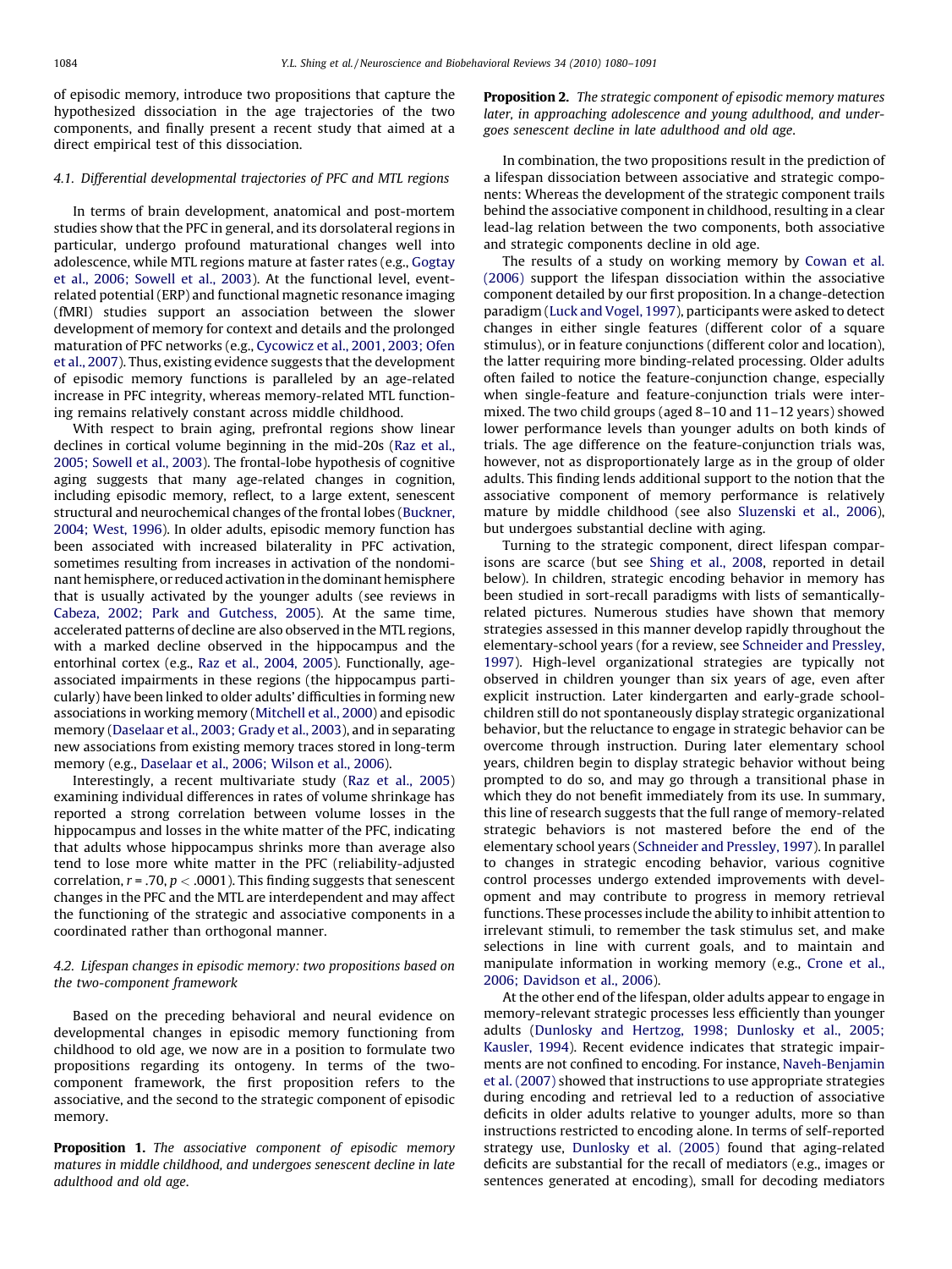of episodic memory, introduce two propositions that capture the hypothesized dissociation in the age trajectories of the two components, and finally present a recent study that aimed at a direct empirical test of this dissociation.

### 4.1. Differential developmental trajectories of PFC and MTL regions

In terms of brain development, anatomical and post-mortem studies show that the PFC in general, and its dorsolateral regions in particular, undergo profound maturational changes well into adolescence, while MTL regions mature at faster rates (e.g., Gogtay et al., 2006; Sowell et al., 2003). At the functional level, event-related potential (ERP) and functional magnetic resonance imaging (fMRI) studies support an association between the slower development of memory for context and details and the prolonged maturation of PFC networks (e.g., Cycowicz et al., 2001, 2003; Ofen et al., 2007). Thus, existing evidence suggests that the development of episodic memory functions is paralleled by an age-related increase in PFC integrity, whereas memory-related MTL functioning remains relatively constant across middle childhood.

With respect to brain aging, prefrontal regions show linear declines in cortical volume beginning in the mid-20s (Raz et al., 2005; Sowell et al., 2003). The frontal-lobe hypothesis of cognitive aging suggests that many age-related changes in cognition, including episodic memory, reflect, to a large extent, senescent structural and neurochemical changes of the frontal lobes (Buckner, 2004; West, 1996). In older adults, episodic memory function has been associated with increased bilaterality in PFC activation, sometimes resulting from increases in activation of the nondominant hemisphere, or reduced activation in the dominant hemisphere that is usually activated by the younger adults (see reviews in Cabeza, 2002; Park and Gutchess, 2005). At the same time, accelerated patterns of decline are also observed in the MTL regions, with a marked decline observed in the hippocampus and the entorhinal cortex (e.g., Raz et al., 2004, 2005). Functionally, age-associated impairments in these regions (the hippocampus particularly) have been linked to older adults' difficulties in forming new associations in working memory (Mitchell et al., 2000) and episodic memory (Daselaar et al., 2003; Grady et al., 2003), and in separating new associations from existing memory traces stored in long-term memory (e.g., Daselaar et al., 2006; Wilson et al., 2006).

Interestingly, a recent multivariate study (Raz et al., 2005) examining individual differences in rates of volume shrinkage has reported a strong correlation between volume losses in the hippocampus and losses in the white matter of the PFC, indicating that adults whose hippocampus shrinks more than average also tend to lose more white matter in the PFC (reliability-adjusted correlation, $r = .70$, $p < .0001$). This finding suggests that senescent changes in the PFC and the MTL are interdependent and may affect the functioning of the strategic and associative components in a coordinated rather than orthogonal manner.

### 4.2. Lifespan changes in episodic memory: two propositions based on the two-component framework

Based on the preceding behavioral and neural evidence on developmental changes in episodic memory functioning from childhood to old age, we now are in a position to formulate two propositions regarding its ontogeny. In terms of the two-component framework, the first proposition refers to the associative, and the second to the strategic component of episodic memory.

**Proposition 1.** *The associative component of episodic memory matures in middle childhood, and undergoes senescent decline in late adulthood and old age.*

**Proposition 2.** *The strategic component of episodic memory matures later, in approaching adolescence and young adulthood, and undergoes senescent decline in late adulthood and old age.*

In combination, the two propositions result in the prediction of a lifespan dissociation between associative and strategic components: Whereas the development of the strategic component trails behind the associative component in childhood, resulting in a clear lead-lag relation between the two components, both associative and strategic components decline in old age.

The results of a study on working memory by Cowan et al. (2006) support the lifespan dissociation within the associative component detailed by our first proposition. In a change-detection paradigm (Luck and Vogel, 1997), participants were asked to detect changes in either single features (different color of a square stimulus), or in feature conjunctions (different color and location), the latter requiring more binding-related processing. Older adults often failed to notice the feature-conjunction change, especially when single-feature and feature-conjunction trials were intermixed. The two child groups (aged 8–10 and 11–12 years) showed lower performance levels than younger adults on both kinds of trials. The age difference on the feature-conjunction trials was, however, not as disproportionately large as in the group of older adults. This finding lends additional support to the notion that the associative component of memory performance is relatively mature by middle childhood (see also Sluzenski et al., 2006), but undergoes substantial decline with aging.

Turning to the strategic component, direct lifespan comparisons are scarce (but see Shing et al., 2008, reported in detail below). In children, strategic encoding behavior in memory has been studied in sort-recall paradigms with lists of semantically-related pictures. Numerous studies have shown that memory strategies assessed in this manner develop rapidly throughout the elementary-school years (for a review, see Schneider and Pressley, 1997). High-level organizational strategies are typically not observed in children younger than six years of age, even after explicit instruction. Later kindergarten and early-grade schoolchildren still do not spontaneously display strategic organizational behavior, but the reluctance to engage in strategic behavior can be overcome through instruction. During later elementary school years, children begin to display strategic behavior without being prompted to do so, and may go through a transitional phase in which they do not benefit immediately from its use. In summary, this line of research suggests that the full range of memory-related strategic behaviors is not mastered before the end of the elementary school years (Schneider and Pressley, 1997). In parallel to changes in strategic encoding behavior, various cognitive control processes undergo extended improvements with development and may contribute to progress in memory retrieval functions. These processes include the ability to inhibit attention to irrelevant stimuli, to remember the task stimulus set, and make selections in line with current goals, and to maintain and manipulate information in working memory (e.g., Crone et al., 2006; Davidson et al., 2006).

At the other end of the lifespan, older adults appear to engage in memory-relevant strategic processes less efficiently than younger adults (Dunlosky and Hertzog, 1998; Dunlosky et al., 2005; Kausler, 1994). Recent evidence indicates that strategic impairments are not confined to encoding. For instance, Naveh-Benjamin et al. (2007) showed that instructions to use appropriate strategies during encoding and retrieval led to a reduction of associative deficits in older adults relative to younger adults, more so than instructions restricted to encoding alone. In terms of self-reported strategy use, Dunlosky et al. (2005) found that aging-related deficits are substantial for the recall of mediators (e.g., images or sentences generated at encoding), small for decoding mediators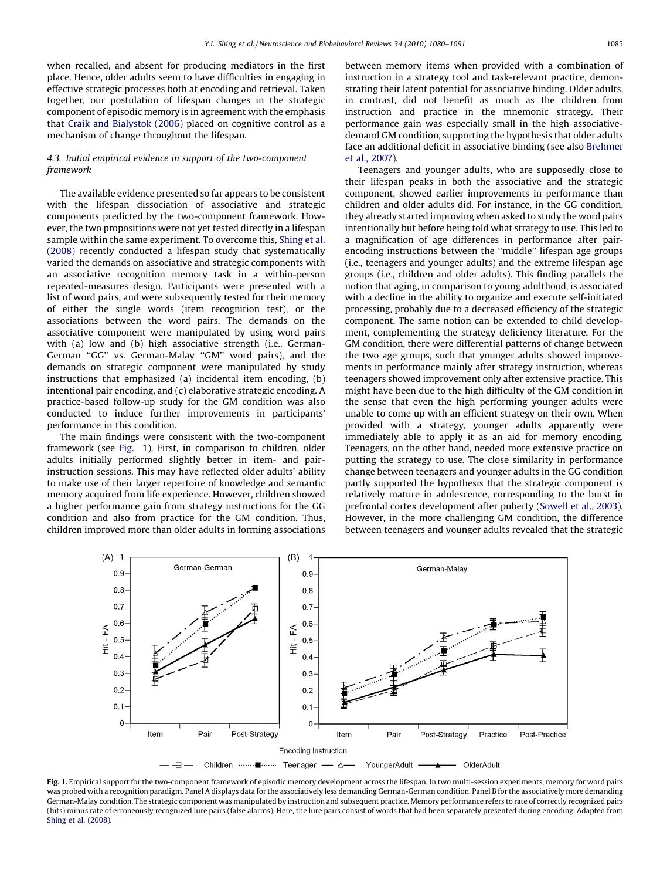when recalled, and absent for producing mediators in the first place. Hence, older adults seem to have difficulties in engaging in effective strategic processes both at encoding and retrieval. Taken together, our postulation of lifespan changes in the strategic component of episodic memory is in agreement with the emphasis that Craik and Bialystok (2006) placed on cognitive control as a mechanism of change throughout the lifespan.

### 4.3. Initial empirical evidence in support of the two-component framework

The available evidence presented so far appears to be consistent with the lifespan dissociation of associative and strategic components predicted by the two-component framework. However, the two propositions were not yet tested directly in a lifespan sample within the same experiment. To overcome this, Shing et al. (2008) recently conducted a lifespan study that systematically varied the demands on associative and strategic components with an associative recognition memory task in a within-person repeated-measures design. Participants were presented with a list of word pairs, and were subsequently tested for their memory of either the single words (item recognition test), or the associations between the word pairs. The demands on the associative component were manipulated by using word pairs with (a) low and (b) high associative strength (i.e., German-German "GG" vs. German-Malay "GM" word pairs), and the demands on strategic component were manipulated by study instructions that emphasized (a) incidental item encoding, (b) intentional pair encoding, and (c) elaborative strategic encoding. A practice-based follow-up study for the GM condition was also conducted to induce further improvements in participants' performance in this condition.

The main findings were consistent with the two-component framework (see Fig. 1). First, in comparison to children, older adults initially performed slightly better in item- and pair-instruction sessions. This may have reflected older adults' ability to make use of their larger repertoire of knowledge and semantic memory acquired from life experience. However, children showed a higher performance gain from strategy instructions for the GG condition and also from practice for the GM condition. Thus, children improved more than older adults in forming associations between memory items when provided with a combination of instruction in a strategy tool and task-relevant practice, demonstrating their latent potential for associative binding. Older adults, in contrast, did not benefit as much as the children from instruction and practice in the mnemonic strategy. Their performance gain was especially small in the high associative-demand GM condition, supporting the hypothesis that older adults face an additional deficit in associative binding (see also Brehmer et al., 2007).

Teenagers and younger adults, who are supposedly close to their lifespan peaks in both the associative and the strategic component, showed earlier improvements in performance than children and older adults did. For instance, in the GG condition, they already started improving when asked to study the word pairs intentionally but before being told what strategy to use. This led to a magnification of age differences in performance after pair-encoding instructions between the "middle" lifespan age groups (i.e., teenagers and younger adults) and the extreme lifespan age groups (i.e., children and older adults). This finding parallels the notion that aging, in comparison to young adulthood, is associated with a decline in the ability to organize and execute self-initiated processing, probably due to a decreased efficiency of the strategic component. The same notion can be extended to child development, complementing the strategy deficiency literature. For the GM condition, there were differential patterns of change between the two age groups, such that younger adults showed improvements in performance mainly after strategy instruction, whereas teenagers showed improvement only after extensive practice. This might have been due to the high difficulty of the GM condition in the sense that even the high performing younger adults were unable to come up with an efficient strategy on their own. When provided with a strategy, younger adults apparently were immediately able to apply it as an aid for memory encoding. Teenagers, on the other hand, needed more extensive practice on putting the strategy to use. The close similarity in performance change between teenagers and younger adults in the GG condition partly supported the hypothesis that the strategic component is relatively mature in adolescence, corresponding to the burst in prefrontal cortex development after puberty (Sowell et al., 2003). However, in the more challenging GM condition, the difference between teenagers and younger adults revealed that the strategic

(A) German-German
(B) German-Malay
Hit - FA
0 0.1 0.2 0.3 0.4 0.5 0.6 0.7 0.8 0.9 1
Item Pair Post-Strategy Practice Post-Practice
Encoding Instruction
Children Teenager YoungerAdult OlderAdult

**Fig. 1.** Empirical support for the two-component framework of episodic memory development across the lifespan. In two multi-session experiments, memory for word pairs was probed with a recognition paradigm. Panel A displays data for the associatively less demanding German-German condition, Panel B for the associatively more demanding German-Malay condition. The strategic component was manipulated by instruction and subsequent practice. Memory performance refers to rate of correctly recognized pairs (hits) minus rate of erroneously recognized lure pairs (false alarms). Here, the lure pairs consist of words that had been separately presented during encoding. Adapted from Shing et al. (2008).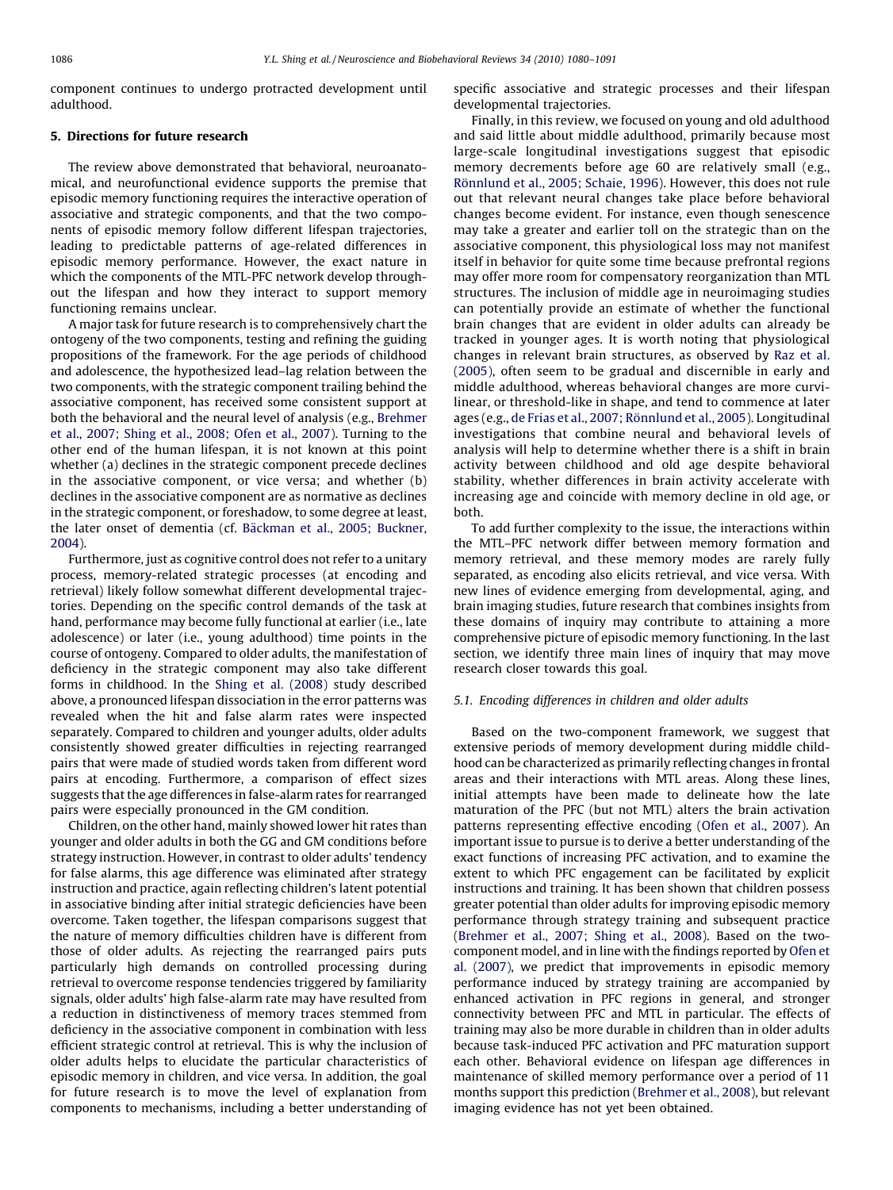component continues to undergo protracted development until adulthood.

## 5. Directions for future research

The review above demonstrated that behavioral, neuroanatomical, and neurofunctional evidence supports the premise that episodic memory functioning requires the interactive operation of associative and strategic components, and that the two components of episodic memory follow different lifespan trajectories, leading to predictable patterns of age-related differences in episodic memory performance. However, the exact nature in which the components of the MTL-PFC network develop throughout the lifespan and how they interact to support memory functioning remains unclear.

A major task for future research is to comprehensively chart the ontogeny of the two components, testing and refining the guiding propositions of the framework. For the age periods of childhood and adolescence, the hypothesized lead–lag relation between the two components, with the strategic component trailing behind the associative component, has received some consistent support at both the behavioral and the neural level of analysis (e.g., Brehmer et al., 2007; Shing et al., 2008; Ofen et al., 2007). Turning to the other end of the human lifespan, it is not known at this point whether (a) declines in the strategic component precede declines in the associative component, or vice versa; and whether (b) declines in the associative component are as normative as declines in the strategic component, or foreshadow, to some degree at least, the later onset of dementia (cf. Bäckman et al., 2005; Buckner, 2004).

Furthermore, just as cognitive control does not refer to a unitary process, memory-related strategic processes (at encoding and retrieval) likely follow somewhat different developmental trajectories. Depending on the specific control demands of the task at hand, performance may become fully functional at earlier (i.e., late adolescence) or later (i.e., young adulthood) time points in the course of ontogeny. Compared to older adults, the manifestation of deficiency in the strategic component may also take different forms in childhood. In the Shing et al. (2008) study described above, a pronounced lifespan dissociation in the error patterns was revealed when the hit and false alarm rates were inspected separately. Compared to children and younger adults, older adults consistently showed greater difficulties in rejecting rearranged pairs that were made of studied words taken from different word pairs at encoding. Furthermore, a comparison of effect sizes suggests that the age differences in false-alarm rates for rearranged pairs were especially pronounced in the GM condition.

Children, on the other hand, mainly showed lower hit rates than younger and older adults in both the GG and GM conditions before strategy instruction. However, in contrast to older adults' tendency for false alarms, this age difference was eliminated after strategy instruction and practice, again reflecting children's latent potential in associative binding after initial strategic deficiencies have been overcome. Taken together, the lifespan comparisons suggest that the nature of memory difficulties children have is different from those of older adults. As rejecting the rearranged pairs puts particularly high demands on controlled processing during retrieval to overcome response tendencies triggered by familiarity signals, older adults' high false-alarm rate may have resulted from a reduction in distinctiveness of memory traces stemmed from deficiency in the associative component in combination with less efficient strategic control at retrieval. This is why the inclusion of older adults helps to elucidate the particular characteristics of episodic memory in children, and vice versa. In addition, the goal for future research is to move the level of explanation from components to mechanisms, including a better understanding of specific associative and strategic processes and their lifespan developmental trajectories.

Finally, in this review, we focused on young and old adulthood and said little about middle adulthood, primarily because most large-scale longitudinal investigations suggest that episodic memory decrements before age 60 are relatively small (e.g., Rönnlund et al., 2005; Schaie, 1996). However, this does not rule out that relevant neural changes take place before behavioral changes become evident. For instance, even though senescence may take a greater and earlier toll on the strategic than on the associative component, this physiological loss may not manifest itself in behavior for quite some time because prefrontal regions may offer more room for compensatory reorganization than MTL structures. The inclusion of middle age in neuroimaging studies can potentially provide an estimate of whether the functional brain changes that are evident in older adults can already be tracked in younger ages. It is worth noting that physiological changes in relevant brain structures, as observed by Raz et al. (2005), often seem to be gradual and discernible in early and middle adulthood, whereas behavioral changes are more curvilinear, or threshold-like in shape, and tend to commence at later ages (e.g., de Frias et al., 2007; Rönnlund et al., 2005). Longitudinal investigations that combine neural and behavioral levels of analysis will help to determine whether there is a shift in brain activity between childhood and old age despite behavioral stability, whether differences in brain activity accelerate with increasing age and coincide with memory decline in old age, or both.

To add further complexity to the issue, the interactions within the MTL–PFC network differ between memory formation and memory retrieval, and these memory modes are rarely fully separated, as encoding also elicits retrieval, and vice versa. With new lines of evidence emerging from developmental, aging, and brain imaging studies, future research that combines insights from these domains of inquiry may contribute to attaining a more comprehensive picture of episodic memory functioning. In the last section, we identify three main lines of inquiry that may move research closer towards this goal.

### 5.1. Encoding differences in children and older adults

Based on the two-component framework, we suggest that extensive periods of memory development during middle childhood can be characterized as primarily reflecting changes in frontal areas and their interactions with MTL areas. Along these lines, initial attempts have been made to delineate how the late maturation of the PFC (but not MTL) alters the brain activation patterns representing effective encoding (Ofen et al., 2007). An important issue to pursue is to derive a better understanding of the exact functions of increasing PFC activation, and to examine the extent to which PFC engagement can be facilitated by explicit instructions and training. It has been shown that children possess greater potential than older adults for improving episodic memory performance through strategy training and subsequent practice (Brehmer et al., 2007; Shing et al., 2008). Based on the two-component model, and in line with the findings reported by Ofen et al. (2007), we predict that improvements in episodic memory performance induced by strategy training are accompanied by enhanced activation in PFC regions in general, and stronger connectivity between PFC and MTL in particular. The effects of training may also be more durable in children than in older adults because task-induced PFC activation and PFC maturation support each other. Behavioral evidence on lifespan age differences in maintenance of skilled memory performance over a period of 11 months support this prediction (Brehmer et al., 2008), but relevant imaging evidence has not yet been obtained.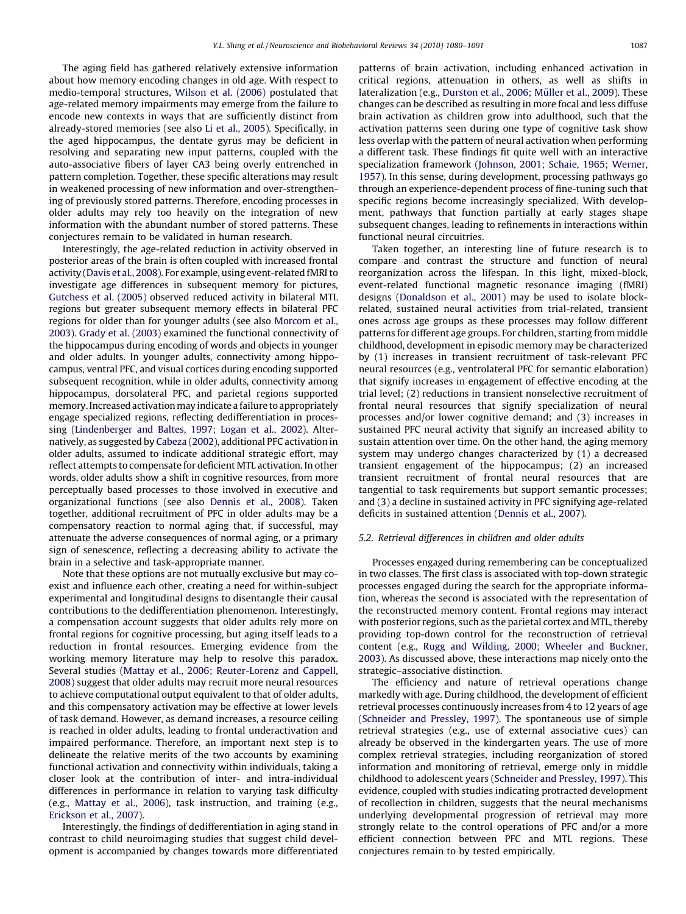The aging field has gathered relatively extensive information about how memory encoding changes in old age. With respect to medio-temporal structures, Wilson et al. (2006) postulated that age-related memory impairments may emerge from the failure to encode new contexts in ways that are sufficiently distinct from already-stored memories (see also Li et al., 2005). Specifically, in the aged hippocampus, the dentate gyrus may be deficient in resolving and separating new input patterns, coupled with the auto-associative fibers of layer CA3 being overly entrenched in pattern completion. Together, these specific alterations may result in weakened processing of new information and over-strengthening of previously stored patterns. Therefore, encoding processes in older adults may rely too heavily on the integration of new information with the abundant number of stored patterns. These conjectures remain to be validated in human research.

Interestingly, the age-related reduction in activity observed in posterior areas of the brain is often coupled with increased frontal activity (Davis et al., 2008). For example, using event-related fMRI to investigate age differences in subsequent memory for pictures, Gutchess et al. (2005) observed reduced activity in bilateral MTL regions but greater subsequent memory effects in bilateral PFC regions for older than for younger adults (see also Morcom et al., 2003). Grady et al. (2003) examined the functional connectivity of the hippocampus during encoding of words and objects in younger and older adults. In younger adults, connectivity among hippocampus, ventral PFC, and visual cortices during encoding supported subsequent recognition, while in older adults, connectivity among hippocampus, dorsolateral PFC, and parietal regions supported memory. Increased activation may indicate a failure to appropriately engage specialized regions, reflecting dedifferentiation in processing (Lindenberger and Baltes, 1997; Logan et al., 2002). Alternatively, as suggested by Cabeza (2002), additional PFC activation in older adults, assumed to indicate additional strategic effort, may reflect attempts to compensate for deficient MTL activation. In other words, older adults show a shift in cognitive resources, from more perceptually based processes to those involved in executive and organizational functions (see also Dennis et al., 2008). Taken together, additional recruitment of PFC in older adults may be a compensatory reaction to normal aging that, if successful, may attenuate the adverse consequences of normal aging, or a primary sign of senescence, reflecting a decreasing ability to activate the brain in a selective and task-appropriate manner.

Note that these options are not mutually exclusive but may co-exist and influence each other, creating a need for within-subject experimental and longitudinal designs to disentangle their causal contributions to the dedifferentiation phenomenon. Interestingly, a compensation account suggests that older adults rely more on frontal regions for cognitive processing, but aging itself leads to a reduction in frontal resources. Emerging evidence from the working memory literature may help to resolve this paradox. Several studies (Mattay et al., 2006; Reuter-Lorenz and Cappell, 2008) suggest that older adults may recruit more neural resources to achieve computational output equivalent to that of older adults, and this compensatory activation may be effective at lower levels of task demand. However, as demand increases, a resource ceiling is reached in older adults, leading to frontal underactivation and impaired performance. Therefore, an important next step is to delineate the relative merits of the two accounts by examining functional activation and connectivity within individuals, taking a closer look at the contribution of inter- and intra-individual differences in performance in relation to varying task difficulty (e.g., Mattay et al., 2006), task instruction, and training (e.g., Erickson et al., 2007).

Interestingly, the findings of dedifferentiation in aging stand in contrast to child neuroimaging studies that suggest child development is accompanied by changes towards more differentiated patterns of brain activation, including enhanced activation in critical regions, attenuation in others, as well as shifts in lateralization (e.g., Durston et al., 2006; Müller et al., 2009). These changes can be described as resulting in more focal and less diffuse brain activation as children grow into adulthood, such that the activation patterns seen during one type of cognitive task show less overlap with the pattern of neural activation when performing a different task. These findings fit quite well with an interactive specialization framework (Johnson, 2001; Schaie, 1965; Werner, 1957). In this sense, during development, processing pathways go through an experience-dependent process of fine-tuning such that specific regions become increasingly specialized. With development, pathways that function partially at early stages shape subsequent changes, leading to refinements in interactions within functional neural circuitries.

Taken together, an interesting line of future research is to compare and contrast the structure and function of neural reorganization across the lifespan. In this light, mixed-block, event-related functional magnetic resonance imaging (fMRI) designs (Donaldson et al., 2001) may be used to isolate block-related, sustained neural activities from trial-related, transient ones across age groups as these processes may follow different patterns for different age groups. For children, starting from middle childhood, development in episodic memory may be characterized by (1) increases in transient recruitment of task-relevant PFC neural resources (e.g., ventrolateral PFC for semantic elaboration) that signify increases in engagement of effective encoding at the trial level; (2) reductions in transient nonselective recruitment of frontal neural resources that signify specialization of neural processes and/or lower cognitive demand; and (3) increases in sustained PFC neural activity that signify an increased ability to sustain attention over time. On the other hand, the aging memory system may undergo changes characterized by (1) a decreased transient engagement of the hippocampus; (2) an increased transient recruitment of frontal neural resources that are tangential to task requirements but support semantic processes; and (3) a decline in sustained activity in PFC signifying age-related deficits in sustained attention (Dennis et al., 2007).

### 5.2. Retrieval differences in children and older adults

Processes engaged during remembering can be conceptualized in two classes. The first class is associated with top-down strategic processes engaged during the search for the appropriate information, whereas the second is associated with the representation of the reconstructed memory content. Frontal regions may interact with posterior regions, such as the parietal cortex and MTL, thereby providing top-down control for the reconstruction of retrieval content (e.g., Rugg and Wilding, 2000; Wheeler and Buckner, 2003). As discussed above, these interactions map nicely onto the strategic–associative distinction.

The efficiency and nature of retrieval operations change markedly with age. During childhood, the development of efficient retrieval processes continuously increases from 4 to 12 years of age (Schneider and Pressley, 1997). The spontaneous use of simple retrieval strategies (e.g., use of external associative cues) can already be observed in the kindergarten years. The use of more complex retrieval strategies, including reorganization of stored information and monitoring of retrieval, emerge only in middle childhood to adolescent years (Schneider and Pressley, 1997). This evidence, coupled with studies indicating protracted development of recollection in children, suggests that the neural mechanisms underlying developmental progression of retrieval may more strongly relate to the control operations of PFC and/or a more efficient connection between PFC and MTL regions. These conjectures remain to by tested empirically.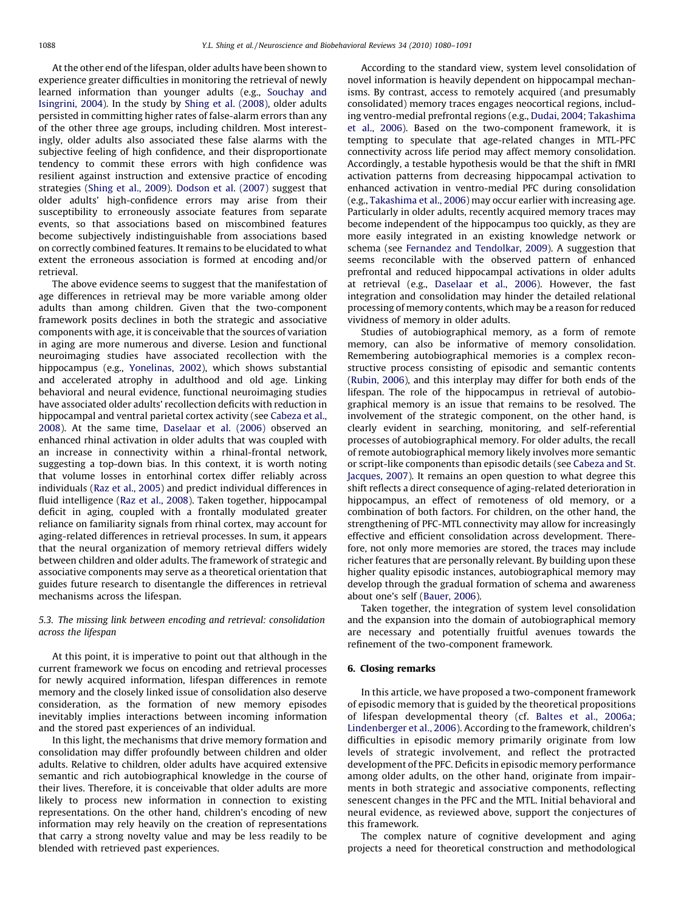At the other end of the lifespan, older adults have been shown to experience greater difficulties in monitoring the retrieval of newly learned information than younger adults (e.g., Souchay and Isingrini, 2004). In the study by Shing et al. (2008), older adults persisted in committing higher rates of false-alarm errors than any of the other three age groups, including children. Most interestingly, older adults also associated these false alarms with the subjective feeling of high confidence, and their disproportionate tendency to commit these errors with high confidence was resilient against instruction and extensive practice of encoding strategies (Shing et al., 2009). Dodson et al. (2007) suggest that older adults' high-confidence errors may arise from their susceptibility to erroneously associate features from separate events, so that associations based on miscombined features become subjectively indistinguishable from associations based on correctly combined features. It remains to be elucidated to what extent the erroneous association is formed at encoding and/or retrieval.

The above evidence seems to suggest that the manifestation of age differences in retrieval may be more variable among older adults than among children. Given that the two-component framework posits declines in both the strategic and associative components with age, it is conceivable that the sources of variation in aging are more numerous and diverse. Lesion and functional neuroimaging studies have associated recollection with the hippocampus (e.g., Yonelinas, 2002), which shows substantial and accelerated atrophy in adulthood and old age. Linking behavioral and neural evidence, functional neuroimaging studies have associated older adults' recollection deficits with reduction in hippocampal and ventral parietal cortex activity (see Cabeza et al., 2008). At the same time, Daselaar et al. (2006) observed an enhanced rhinal activation in older adults that was coupled with an increase in connectivity within a rhinal-frontal network, suggesting a top-down bias. In this context, it is worth noting that volume losses in entorhinal cortex differ reliably across individuals (Raz et al., 2005) and predict individual differences in fluid intelligence (Raz et al., 2008). Taken together, hippocampal deficit in aging, coupled with a frontally modulated greater reliance on familiarity signals from rhinal cortex, may account for aging-related differences in retrieval processes. In sum, it appears that the neural organization of memory retrieval differs widely between children and older adults. The framework of strategic and associative components may serve as a theoretical orientation that guides future research to disentangle the differences in retrieval mechanisms across the lifespan.

### 5.3. The missing link between encoding and retrieval: consolidation across the lifespan

At this point, it is imperative to point out that although in the current framework we focus on encoding and retrieval processes for newly acquired information, lifespan differences in remote memory and the closely linked issue of consolidation also deserve consideration, as the formation of new memory episodes inevitably implies interactions between incoming information and the stored past experiences of an individual.

In this light, the mechanisms that drive memory formation and consolidation may differ profoundly between children and older adults. Relative to children, older adults have acquired extensive semantic and rich autobiographical knowledge in the course of their lives. Therefore, it is conceivable that older adults are more likely to process new information in connection to existing representations. On the other hand, children's encoding of new information may rely heavily on the creation of representations that carry a strong novelty value and may be less readily to be blended with retrieved past experiences.

According to the standard view, system level consolidation of novel information is heavily dependent on hippocampal mechanisms. By contrast, access to remotely acquired (and presumably consolidated) memory traces engages neocortical regions, including ventro-medial prefrontal regions (e.g., Dudai, 2004; Takashima et al., 2006). Based on the two-component framework, it is tempting to speculate that age-related changes in MTL-PFC connectivity across life period may affect memory consolidation. Accordingly, a testable hypothesis would be that the shift in fMRI activation patterns from decreasing hippocampal activation to enhanced activation in ventro-medial PFC during consolidation (e.g., Takashima et al., 2006) may occur earlier with increasing age. Particularly in older adults, recently acquired memory traces may become independent of the hippocampus too quickly, as they are more easily integrated in an existing knowledge network or schema (see Fernandez and Tendolkar, 2009). A suggestion that seems reconcilable with the observed pattern of enhanced prefrontal and reduced hippocampal activations in older adults at retrieval (e.g., Daselaar et al., 2006). However, the fast integration and consolidation may hinder the detailed relational processing of memory contents, which may be a reason for reduced vividness of memory in older adults.

Studies of autobiographical memory, as a form of remote memory, can also be informative of memory consolidation. Remembering autobiographical memories is a complex reconstructive process consisting of episodic and semantic contents (Rubin, 2006), and this interplay may differ for both ends of the lifespan. The role of the hippocampus in retrieval of autobiographical memory is an issue that remains to be resolved. The involvement of the strategic component, on the other hand, is clearly evident in searching, monitoring, and self-referential processes of autobiographical memory. For older adults, the recall of remote autobiographical memory likely involves more semantic or script-like components than episodic details (see Cabeza and St. Jacques, 2007). It remains an open question to what degree this shift reflects a direct consequence of aging-related deterioration in hippocampus, an effect of remoteness of old memory, or a combination of both factors. For children, on the other hand, the strengthening of PFC-MTL connectivity may allow for increasingly effective and efficient consolidation across development. Therefore, not only more memories are stored, the traces may include richer features that are personally relevant. By building upon these higher quality episodic instances, autobiographical memory may develop through the gradual formation of schema and awareness about one's self (Bauer, 2006).

Taken together, the integration of system level consolidation and the expansion into the domain of autobiographical memory are necessary and potentially fruitful avenues towards the refinement of the two-component framework.

## 6. Closing remarks

In this article, we have proposed a two-component framework of episodic memory that is guided by the theoretical propositions of lifespan developmental theory (cf. Baltes et al., 2006a; Lindenberger et al., 2006). According to the framework, children's difficulties in episodic memory primarily originate from low levels of strategic involvement, and reflect the protracted development of the PFC. Deficits in episodic memory performance among older adults, on the other hand, originate from impairments in both strategic and associative components, reflecting senescent changes in the PFC and the MTL. Initial behavioral and neural evidence, as reviewed above, support the conjectures of this framework.

The complex nature of cognitive development and aging projects a need for theoretical construction and methodological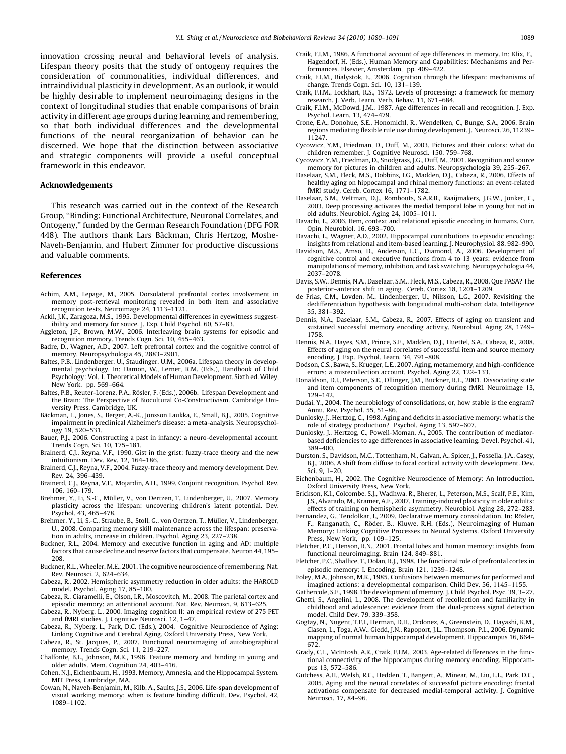innovation crossing neural and behavioral levels of analysis. Lifespan theory posits that the study of ontogeny requires the consideration of commonalities, individual differences, and intraindividual plasticity in development. As an outlook, it would be highly desirable to implement neuroimaging designs in the context of longitudinal studies that enable comparisons of brain activity in different age groups during learning and remembering, so that both individual differences and the developmental functions of the neural reorganization of behavior can be discerned. We hope that the distinction between associative and strategic components will provide a useful conceptual framework in this endeavor.

## Acknowledgements

This research was carried out in the context of the Research Group, ''Binding: Functional Architecture, Neuronal Correlates, and Ontogeny,'' funded by the German Research Foundation (DFG FOR 448). The authors thank Lars Bäckman, Chris Hertzog, Moshe-Naveh-Benjamin, and Hubert Zimmer for productive discussions and valuable comments.

## References

Achim, A.M., Lepage, M., 2005. Dorsolateral prefrontal cortex involvement in memory post-retrieval monitoring revealed in both item and associative recognition tests. Neuroimage 24, 1113–1121.

Ackil, J.K., Zaragoza, M.S., 1995. Developmental differences in eyewitness suggestibility and memory for souce. J. Exp. Child Psychol. 60, 57–83.

Aggleton, J.P., Brown, M.W., 2006. Interleaving brain systems for episodic and recognition memory. Trends Cogn. Sci. 10, 455–463.

Badre, D., Wagner, A.D., 2007. Left prefrontal cortex and the cognitive control of memory. Neuropsychologia 45, 2883–2901.

Baltes, P.B., Lindenberger, U., Staudinger, U.M., 2006a. Lifespan theory in developmental psychology. In: Damon, W., Lerner, R.M. (Eds.), Handbook of Child Psychology: Vol. 1. Theoretical Models of Human Development. Sixth ed. Wiley, New York, pp. 569–664.

Baltes, P.B., Reuter-Lorenz, P.A., Rösler, F. (Eds.), 2006b. Lifespan Development and the Brain: The Perspective of Biocultural Co-Constructivism. Cambridge University Press, Cambridge, UK.

Bäckman, L., Jones, S., Berger, A.-K., Jonsson Laukka, E., Small, B.J., 2005. Cognitive impairment in preclinical Alzheimer's disease: a meta-analysis. Neuropsychology 19, 520–531.

Bauer, P.J., 2006. Constructing a past in infancy: a neuro-developmental account. Trends Cogn. Sci. 10, 175–181.

Brainerd, C.J., Reyna, V.F., 1990. Gist in the grist: fuzzy-trace theory and the new intuitionism. Dev. Rev. 12, 164–186.

Brainerd, C.J., Reyna, V.F., 2004. Fuzzy-trace theory and memory development. Dev. Rev. 24, 396–439.

Brainerd, C.J., Reyna, V.F., Mojardin, A.H., 1999. Conjoint recognition. Psychol. Rev. 106, 160–179.

Brehmer, Y., Li, S.-C., Müller, V., von Oertzen, T., Lindenberger, U., 2007. Memory plasticity across the lifespan: uncovering children's latent potential. Dev. Psychol. 43, 465–478.

Brehmer, Y., Li, S.-C., Straube, B., Stoll, G., von Oertzen, T., Müller, V., Lindenberger, U., 2008. Comparing memory skill maintenance across the lifespan: preservation in adults, increase in children. Psychol. Aging 23, 227–238.

Buckner, R.L., 2004. Memory and executive function in aging and AD: multiple factors that cause decline and reserve factors that compensate. Neuron 44, 195–208.

Buckner, R.L., Wheeler, M.E., 2001. The cognitive neuroscience of remembering. Nat. Rev. Neurosci. 2, 624–634.

Cabeza, R., 2002. Hemispheric asymmetry reduction in older adults: the HAROLD model. Psychol. Aging 17, 85–100.

Cabeza, R., Ciaramelli, E., Olson, I.R., Moscovitch, M., 2008. The parietal cortex and episodic memory: an attentional account. Nat. Rev. Neurosci. 9, 613–625.

Cabeza, R., Nyberg, L., 2000. Imaging cognition II: an empirical review of 275 PET and fMRI studies. J. Cognitive Neurosci. 12, 1–47.

Cabeza, R., Nyberg, L., Park, D.C. (Eds.), 2004. Cognitive Neuroscience of Aging: Linking Cognitive and Cerebral Aging. Oxford University Press, New York.

Cabeza, R., St. Jacques, P., 2007. Functional neuroimaging of autobiographical memory. Trends Cogn. Sci. 11, 219–227.

Chalfonte, B.L., Johnson, M.K., 1996. Feature memory and binding in young and older adults. Mem. Cognition 24, 403–416.

Cohen, N.J., Eichenbaum, H., 1993. Memory, Amnesia, and the Hippocampal System. MIT Press, Cambridge, MA.

Cowan, N., Naveh-Benjamin, M., Kilb, A., Saults, J.S., 2006. Life-span development of visual working memory: when is feature binding difficult. Dev. Psychol. 42, 1089–1102.

Craik, F.I.M., 1986. A functional account of age differences in memory. In: Klix, F., Hagendorf, H. (Eds.), Human Memory and Capabilities: Mechanisms and Performances. Elsevier, Amsterdam, pp. 409–422.

Craik, F.I.M., Bialystok, E., 2006. Cognition through the lifespan: mechanisms of change. Trends Cogn. Sci. 10, 131–139.

Craik, F.I.M., Lockhart, R.S., 1972. Levels of processing: a framework for memory research. J. Verb. Learn. Verb. Behav. 11, 671–684.

Craik, F.I.M., McDowd, J.M., 1987. Age differences in recall and recognition. J. Exp. Psychol. Learn. 13, 474–479.

Crone, E.A., Donohue, S.E., Honomichl, R., Wendelken, C., Bunge, S.A., 2006. Brain regions mediating flexible rule use during development. J. Neurosci. 26, 11239–11247.

Cycowicz, Y.M., Friedman, D., Duff, M., 2003. Pictures and their colors: what do children remember. J. Cognitive Neurosci. 150, 759–768.

Cycowicz, Y.M., Friedman, D., Snodgrass, J.G., Duff, M., 2001. Recognition and source memory for pictures in children and adults. Neuropsychologia 39, 255–267.

Daselaar, S.M., Fleck, M.S., Dobbins, I.G., Madden, D.J., Cabeza, R., 2006. Effects of healthy aging on hippocampal and rhinal memory functions: an event-related fMRI study. Cereb. Cortex 16, 1771–1782.

Daselaar, S.M., Veltman, D.J., Rombouts, S.A.R.B., Raaijmakers, J.G.W., Jonker, C., 2003. Deep processing activates the medial temporal lobe in young but not in old adults. Neurobiol. Aging 24, 1005–1011.

Davachi, L., 2006. Item, context and relational episodic encoding in humans. Curr. Opin. Neurobiol. 16, 693–700.

Davachi, L., Wagner, A.D., 2002. Hippocampal contributions to episodic encoding: insights from relational and item-based learning. J. Neurophysiol. 88, 982–990.

Davidson, M.S., Amso, D., Anderson, L.C., Diamond, A., 2006. Development of cognitive control and executive functions from 4 to 13 years: evidence from manipulations of memory, inhibition, and task switching. Neuropsychologia 44, 2037–2078.

Davis, S.W., Dennis, N.A., Daselaar, S.M., Fleck, M.S., Cabeza, R., 2008. Que PASA? The posterior–anterior shift in aging. Cereb. Cortex 18, 1201–1209.

de Frias, C.M., Lovden, M., Lindenberger, U., Nilsson, L.G., 2007. Revisiting the dedifferentiation hypothesis with longitudinal multi-cohort data. Intelligence 35, 381–392.

Dennis, N.A., Daselaar, S.M., Cabeza, R., 2007. Effects of aging on transient and sustained successful memory encoding activity. Neurobiol. Aging 28, 1749–1758.

Dennis, N.A., Hayes, S.M., Prince, S.E., Madden, D.J., Huettel, S.A., Cabeza, R., 2008. Effects of aging on the neural correlates of successful item and source memory encoding. J. Exp. Psychol. Learn. 34, 791–808.

Dodson, C.S., Bawa, S., Krueger, L.E., 2007. Aging, metamemory, and high-confidence errors: a misrecollection account. Psychol. Aging 22, 122–133.

Donaldson, D.I., Peterson, S.E., Ollinger, J.M., Buckner, R.L., 2001. Dissociating state and item components of recognition memory during fMRI. Neuroimage 13, 129–142.

Dudai, Y., 2004. The neurobiology of consolidations, or, how stable is the engram? Annu. Rev. Psychol. 55, 51–86.

Dunlosky, J., Hertzog, C., 1998. Aging and deficits in associative memory: what is the role of strategy production? Psychol. Aging 13, 597–607.

Dunlosky, J., Hertzog, C., Powell-Moman, A., 2005. The contribution of mediator-based deficiencies to age differences in associative learning. Devel. Psychol. 41, 389–400.

Durston, S., Davidson, M.C., Tottenham, N., Galvan, A., Spicer, J., Fossella, J.A., Casey, B.J., 2006. A shift from diffuse to focal cortical activity with development. Dev. Sci. 9, 1–20.

Eichenbaum, H., 2002. The Cognitive Neuroscience of Memory: An Introduction. Oxford University Press, New York.

Erickson, K.I., Colcombe, S.J., Wadhwa, R., Bherer, L., Peterson, M.S., Scalf, P.E., Kim, J.S., Alvarado, M., Kramer, A.F., 2007. Training-induced plasticity in older adults: effects of training on hemispheric asymmetry. Neurobiol. Aging 28, 272–283.

Fernandez, G., Tendolkar, I., 2009. Declarative memory consolidation. In: Rösler, F., Ranganath, C., Röder, B., Kluwe, R.H. (Eds.), Neuroimaging of Human Memory: Linking Cognitive Processes to Neural Systems. Oxford University Press, New York, pp. 109–125.

Fletcher, P.C., Henson, R.N., 2001. Frontal lobes and human memory: insights from functional neuroimaging. Brain 124, 849–881.

Fletcher, P.C., Shallice, T., Dolan, R.J., 1998. The functional role of prefrontal cortex in episodic memory: I. Encoding. Brain 121, 1239–1248.

Foley, M.A., Johnson, M.K., 1985. Confusions between memories for performed and imagined actions: a developmental comparison. Child Dev. 56, 1145–1155.

Gathercole, S.E., 1998. The development of memory. J. Child Psychol. Psyc. 39, 3–27.

Ghetti, S., Angelini, L., 2008. The development of recollection and familiarity in childhood and adolescence: evidence from the dual-process signal detection model. Child Dev. 79, 339–358.

Gogtay, N., Nugent, T.F.I., Herman, D.H., Ordonez, A., Greenstein, D., Hayashi, K.M., Clasen, L., Toga, A.W., Giedd, J.N., Rapoport, J.L., Thompson, P.L., 2006. Dynamic mapping of normal human hippocampal development. Hippocampus 16, 664–672.

Grady, C.L., McIntosh, A.R., Craik, F.I.M., 2003. Age-related differences in the functional connectivity of the hippocampus during memory encoding. Hippocampus 13, 572–586.

Gutchess, A.H., Welsh, R.C., Hedden, T., Bangert, A., Minear, M., Liu, L.L., Park, D.C., 2005. Aging and the neural correlates of successful picture encoding: frontal activations compensate for decreased medial-temporal activity. J. Cognitive Neurosci. 17, 84–96.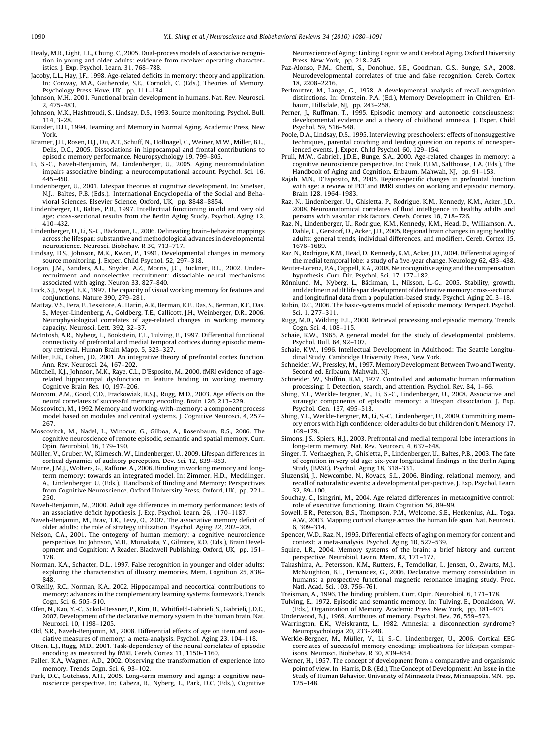Healy, M.R., Light, L.L., Chung, C., 2005. Dual-process models of associative recognition in young and older adults: evidence from receiver operating characteristics. J. Exp. Psychol. Learn. 31, 768–788.

Jacoby, L.L., Hay, J.F., 1998. Age-related deficits in memory: theory and application. In: Conway, M.A., Gathercole, S.E., Cornoldi, C. (Eds.), Theories of Memory. Psychology Press, Hove, UK, pp. 111–134.

Johnson, M.H., 2001. Functional brain development in humans. Nat. Rev. Neurosci. 2, 475–483.

Johnson, M.K., Hashtroudi, S., Lindsay, D.S., 1993. Source monitoring. Psychol. Bull. 114, 3–28.

Kausler, D.H., 1994. Learning and Memory in Normal Aging. Academic Press, New York.

Kramer, J.H., Rosen, H.J., Du, A.T., Schuff, N., Hollnagel, C., Weiner, M.W., Miller, B.L., Delis, D.C., 2005. Dissociations in hippocampal and frontal contributions to episodic memory performance. Neuropsychology 19, 799–805.

Li, S.-C., Naveh-Benjamin, M., Lindenberger, U., 2005. Aging neuromodulation impairs associative binding: a neurocomputational account. Psychol. Sci. 16, 445–450.

Lindenberger, U., 2001. Lifespan theories of cognitive development. In: Smelser, N.J., Baltes, P.B. (Eds.), International Encyclopedia of the Social and Behavioral Sciences. Elsevier Science, Oxford, UK, pp. 8848–8854.

Lindenberger, U., Baltes, P.B., 1997. Intellectual functioning in old and very old age: cross-sectional results from the Berlin Aging Study. Psychol. Aging 12, 410–432.

Lindenberger, U., Li, S.-C., Bäckman, L., 2006. Delineating brain–behavior mappings across the lifespan: substantive and methodological advances in developmental neuroscience. Neurosci. Biobehav. R 30, 713–717.

Lindsay, D.S., Johnson, M.K., Kwon, P., 1991. Developmental changes in memory source monitoring. J. Exper. Child Psychol. 52, 297–318.

Logan, J.M., Sanders, A.L., Snyder, A.Z., Morris, J.C., Buckner, R.L., 2002. Under-recruitment and nonselective recruitment: dissociable neural mechanisms associated with aging. Neuron 33, 827–840.

Luck, S.J., Vogel, E.K., 1997. The capacity of visual working memory for features and conjunctions. Nature 390, 279–281.

Mattay, V.S., Fera, F., Tessitore, A., Hariri, A.R., Berman, K.F., Das, S., Berman, K.F., Das, S., Meyer-Lindenberg, A., Goldberg, T.E., Callicott, J.H., Weinberger, D.R., 2006. Neurophysiological correlates of age-related changes in working memory capacity. Neurosci. Lett. 392, 32–37.

McIntosh, A.R., Nyberg, L., Bookstein, F.L., Tulving, E., 1997. Differential functional connectivity of prefrontal and medial temporal cortices during episodic memory retrieval. Human Brain Mapp. 5, 323–327.

Miller, E.K., Cohen, J.D., 2001. An integrative theory of prefrontal cortex function. Ann. Rev. Neurosci. 24, 167–202.

Mitchell, K.J., Johnson, M.K., Raye, C.L., D'Esposito, M., 2000. fMRI evidence of age-related hippocampal dysfunction in feature binding in working memory. Cognitive Brain Res. 10, 197–206.

Morcom, A.M., Good, C.D., Frackowiak, R.S.J., Rugg, M.D., 2003. Age effects on the neural correlates of successful memory encoding. Brain 126, 213–229.

Moscovitch, M., 1992. Memory and working-with-memory: a component process model based on modules and central systems. J. Cognitive Neurosci. 4, 257–267.

Moscovitch, M., Nadel, L., Winocur, G., Gilboa, A., Rosenbaum, R.S., 2006. The cognitive neuroscience of remote episodic, semantic and spatial memory. Curr. Opin. Neurobiol. 16, 179–190.

Müller, V., Gruber, W., Klimesch, W., Lindenberger, U., 2009. Lifespan differences in cortical dynamics of auditory perception. Dev. Sci. 12, 839–853.

Murre, J.M.J., Wolters, G., Raffone, A., 2006. Binding in working memory and long-term memory: towards an integrated model. In: Zimmer, H.D., Mecklinger, A., Lindenberger, U. (Eds.), Handbook of Binding and Memory: Perspectives from Cognitive Neuroscience. Oxford University Press, Oxford, UK, pp. 221–250.

Naveh-Benjamin, M., 2000. Adult age differences in memory performance: tests of an associative deficit hypothesis. J. Exp. Psychol. Learn. 26, 1170–1187.

Naveh-Benjamin, M., Brav, T.K., Levy, O., 2007. The associative memory deficit of older adults: the role of strategy utilization. Psychol. Aging 22, 202–208.

Nelson, C.A., 2001. The ontogeny of human memory: a cognitive neuroscience perspective. In: Johnson, M.H., Munakata, Y., Gilmore, R.O. (Eds.), Brain Development and Cognition: A Reader. Blackwell Publishing, Oxford, UK, pp. 151–178.

Norman, K.A., Schacter, D.L., 1997. False recognition in younger and older adults: exploring the characteristics of illusory memories. Mem. Cognition 25, 838–848.

O'Reilly, R.C., Norman, K.A., 2002. Hippocampal and neocortical contributions to memory: advances in the complementary learning systems framework. Trends Cogn. Sci. 6, 505–510.

Ofen, N., Kao, Y.-C., Sokol-Hessner, P., Kim, H., Whitfield-Gabrieli, S., Gabrieli, J.D.E., 2007. Development of the declarative memory system in the human brain. Nat. Neurosci. 10, 1198–1205.

Old, S.R., Naveh-Benjamin, M., 2008. Differential effects of age on item and associative measures of memory: a meta-analysis. Psychol. Aging 23, 104–118.

Otten, L.J., Rugg, M.D., 2001. Task-dependency of the neural correlates of episodic encoding as measured by fMRI. Cereb. Cortex 11, 1150–1160.

Paller, K.A., Wagner, A.D., 2002. Observing the transformation of experience into memory. Trends Cogn. Sci. 6, 93–102.

Park, D.C., Gutchess, A.H., 2005. Long-term memory and aging: a cognitive neuroscience perspective. In: Cabeza, R., Nyberg, L., Park, D.C. (Eds.), Cognitive Neuroscience of Aging: Linking Cognitive and Cerebral Aging. Oxford University Press, New York, pp. 218–245.

Paz-Alonso, P.M., Ghetti, S., Donohue, S.E., Goodman, G.S., Bunge, S.A., 2008. Neurodevelopmental correlates of true and false recognition. Cereb. Cortex 18, 2208–2216.

Perlmutter, M., Lange, G., 1978. A developmental analysis of recall-recognition distinctions. In: Ornstein, P.A. (Ed.), Memory Development in Children. Erlbaum, Hillsdale, NJ, pp. 243–258.

Perner, J., Ruffman, T., 1995. Episodic memory and autonoetic consciousness: developmental evidence and a theory of childhood amnesia. J. Exper. Child Psychol. 59, 516–548.

Poole, D.A., Lindsay, D.S., 1995. Interviewing preschoolers: effects of nonsuggestive techniques, parental couching and leading question on reports of nonexperienced events. J. Exper. Child Psychol. 60, 129–154.

Prull, M.W., Gabrieli, J.D.E., Bunge, S.A., 2000. Age-related changes in memory: a cognitive neuroscience perspective. In: Craik, F.I.M., Salthouse, T.A. (Eds.), The Handbook of Aging and Cognition. Erlbaum, Mahwah, NJ, pp. 91–153.

Rajah, M.N., D'Esposito, M., 2005. Region-specific changes in prefrontal function with age: a review of PET and fMRI studies on working and episodic memory. Brain 128, 1964–1983.

Raz, N., Lindenberger, U., Ghisletta, P., Rodrigue, K.M., Kennedy, K.M., Acker, J.D., 2008. Neuroanatomical correlates of fluid intelligence in healthy adults and persons with vascular risk factors. Cereb. Cortex 18, 718–726.

Raz, N., Lindenberger, U., Rodrigue, K.M., Kennedy, K.M., Head, D., Williamson, A., Dahle, C., Gerstorf, D., Acker, J.D., 2005. Regional brain changes in aging healthy adults: general trends, individual differences, and modifiers. Cereb. Cortex 15, 1676–1689.

Raz, N., Rodrigue, K.M., Head, D., Kennedy, K.M., Acker, J.D., 2004. Differential aging of the medial temporal lobe: a study of a five-year change. Neurology 62, 433–438.

Reuter-Lorenz, P.A., Cappell, K.A., 2008. Neurocognitive aging and the compensation hypothesis. Curr. Dir. Psychol. Sci. 17, 177–182.

Rönnlund, M., Nyberg, L., Bäckman, L., Nilsson, L.-G., 2005. Stability, growth, and decline in adult life span development of declarative memory: cross-sectional and longitudinal data from a population-based study. Psychol. Aging 20, 3–18.

Rubin, D.C., 2006. The basic-systems model of episodic memory. Perspect. Psychol. Sci. 1, 277–311.

Rugg, M.D., Wilding, E.L., 2000. Retrieval processing and episodic memory. Trends Cogn. Sci. 4, 108–115.

Schaie, K.W., 1965. A general model for the study of developmental problems. Psychol. Bull. 64, 92–107.

Schaie, K.W., 1996. Intellectual Development in Adulthood: The Seattle Longitudinal Study. Cambridge University Press, New York.

Schneider, W., Pressley, M., 1997. Memory Development Between Two and Twenty, Second ed. Erlbaum, Mahwah, NJ.

Schneider, W., Shiffrin, R.M., 1977. Controlled and automatic human information processing: I. Detection, search, and attention. Psychol. Rev. 84, 1–66.

Shing, Y.L., Werkle-Bergner, M., Li, S.-C., Lindenberger, U., 2008. Associative and strategic components of episodic memory: a lifespan dissociation. J. Exp. Psychol. Gen. 137, 495–513.

Shing, Y.L., Werkle-Bergner, M., Li, S.-C., Lindenberger, U., 2009. Committing memory errors with high confidence: older adults do but children don't. Memory 17, 169–179.

Simons, J.S., Spiers, H.J., 2003. Prefrontal and medial temporal lobe interactions in long-term memory. Nat. Rev. Neurosci. 4, 637–648.

Singer, T., Verhaeghen, P., Ghisletta, P., Lindenberger, U., Baltes, P.B., 2003. The fate of cognition in very old age: six-year longitudinal findings in the Berlin Aging Study (BASE). Psychol. Aging 18, 318–331.

Sluzenski, J., Newcombe, N., Kovacs, S.L., 2006. Binding, relational memory, and recall of naturalistic events: a developmental perspective. J. Exp. Psychol. Learn 32, 89–100.

Souchay, C., Isingrini, M., 2004. Age related differences in metacognitive control: role of executive functioning. Brain Cognition 56, 89–99.

Sowell, E.R., Peterson, B.S., Thompson, P.M., Welcome, S.E., Henkenius, A.L., Toga, A.W., 2003. Mapping cortical change across the human life span. Nat. Neurosci. 6, 309–314.

Spencer, W.D., Raz, N., 1995. Differential effects of aging on memory for content and context: a meta-analysis. Psychol. Aging 10, 527–539.

Squire, L.R., 2004. Memory systems of the brain: a brief history and current perspective. Neurobiol. Learn. Mem. 82, 171–177.

Takashima, A., Petersson, K.M., Rutters, F., Temdolkar, I., Jensen, O., Zwarts, M.J., McNaughton, B.L., Fernandez, G., 2006. Declarative memory consolidation in humans: a prospective functional magnetic resonance imaging study. Proc. Natl. Acad. Sci. 103, 756–761.

Treisman, A., 1996. The binding problem. Curr. Opin. Neurobiol. 6, 171–178.

Tulving, E., 1972. Episodic and semantic memory. In: Tulving, E., Donaldson, W. (Eds.), Organization of Memory. Academic Press, New York, pp. 381–403.

Underwood, B.J., 1969. Attributes of memory. Psychol. Rev. 76, 559–573.

Warrington, E.K., Weiskrantz, L., 1982. Amnesia: a disconnection syndrome? Neuropsychologia 20, 233–248.

Werkle-Bergner, M., Müller, V., Li, S.-C., Lindenberger, U., 2006. Cortical EEG correlates of successful memory encoding: implications for lifespan comparisons. Neurosci. Biobehav. R 30, 839–854.

Werner, H., 1957. The concept of development from a comparative and organismic point of view. In: Harris, D.B. (Ed.), The Concept of Development: An Issue in the Study of Human Behavior. University of Minnesota Press, Minneapolis, MN, pp. 125–148.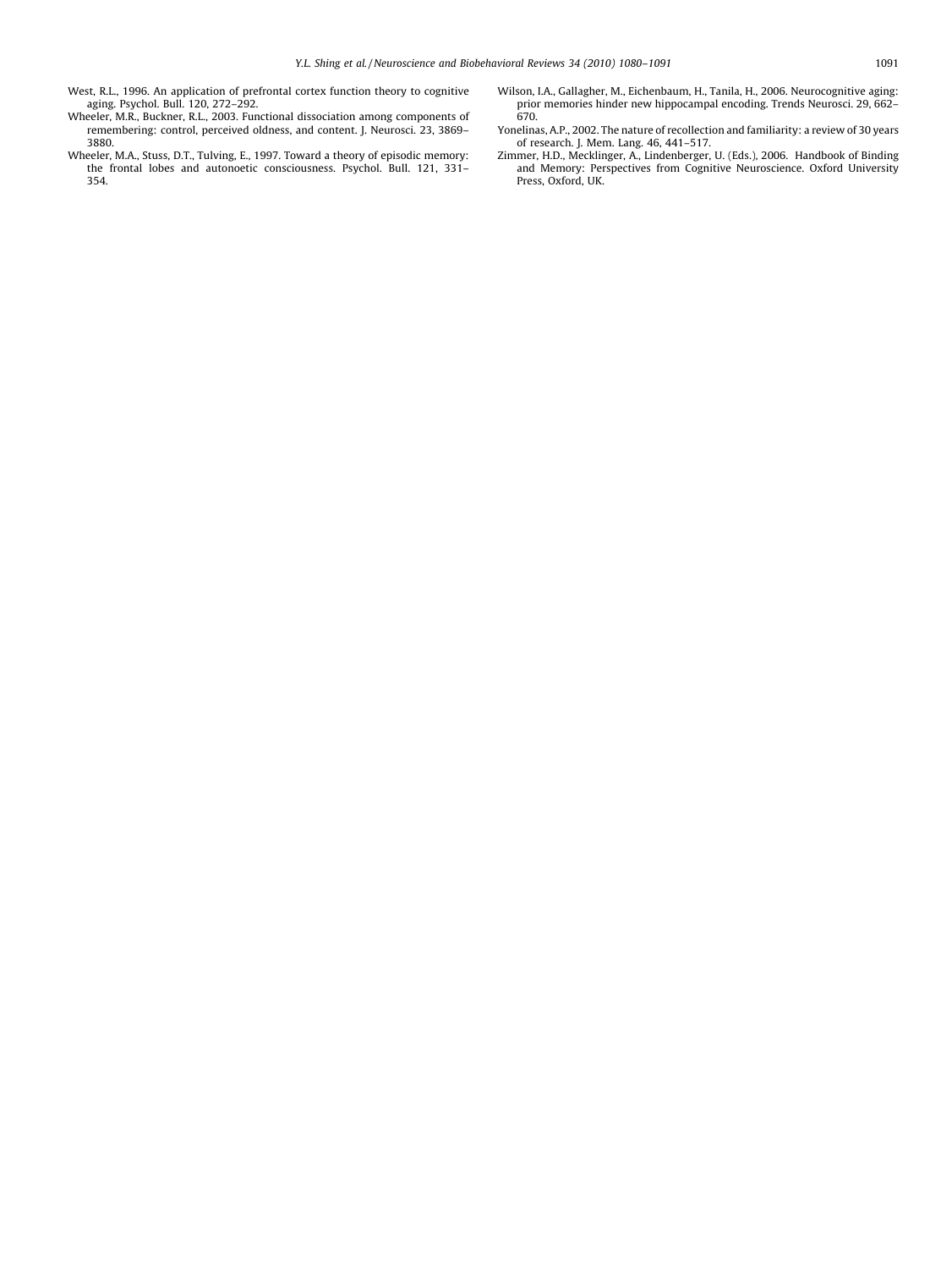West, R.L., 1996. An application of prefrontal cortex function theory to cognitive aging. Psychol. Bull. 120, 272–292.

Wheeler, M.R., Buckner, R.L., 2003. Functional dissociation among components of remembering: control, perceived oldness, and content. J. Neurosci. 23, 3869–3880.

Wheeler, M.A., Stuss, D.T., Tulving, E., 1997. Toward a theory of episodic memory: the frontal lobes and autonoetic consciousness. Psychol. Bull. 121, 331–354.

Wilson, I.A., Gallagher, M., Eichenbaum, H., Tanila, H., 2006. Neurocognitive aging: prior memories hinder new hippocampal encoding. Trends Neurosci. 29, 662–670.

Yonelinas, A.P., 2002. The nature of recollection and familiarity: a review of 30 years of research. J. Mem. Lang. 46, 441–517.

Zimmer, H.D., Mecklinger, A., Lindenberger, U. (Eds.), 2006. Handbook of Binding and Memory: Perspectives from Cognitive Neuroscience. Oxford University Press, Oxford, UK.